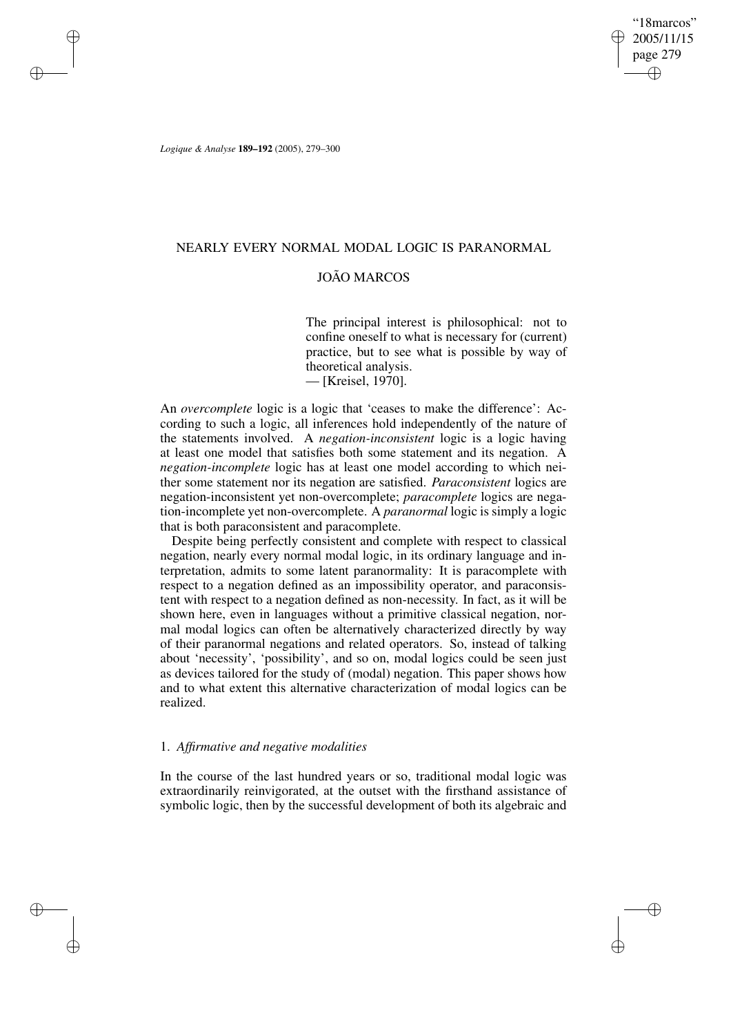# NEARLY EVERY NORMAL MODAL LOGIC IS PARANORMAL

## JOÃO MARCOS

> The principal interest is philosophical: not to confine oneself to what is necessary for (current) practice, but to see what is possible by way of theoretical analysis.
> — [Kreisel, 1970].

An *overcomplete* logic is a logic that 'ceases to make the difference': According to such a logic, all inferences hold independently of the nature of the statements involved. A *negation-inconsistent* logic is a logic having at least one model that satisfies both some statement and its negation. A *negation-incomplete* logic has at least one model according to which neither some statement nor its negation are satisfied. *Paraconsistent* logics are negation-inconsistent yet non-overcomplete; *paracomplete* logics are negation-incomplete yet non-overcomplete. A *paranormal* logic is simply a logic that is both paraconsistent and paracomplete.

Despite being perfectly consistent and complete with respect to classical negation, nearly every normal modal logic, in its ordinary language and interpretation, admits to some latent paranormality: It is paracomplete with respect to a negation defined as an impossibility operator, and paraconsistent with respect to a negation defined as non-necessity. In fact, as it will be shown here, even in languages without a primitive classical negation, normal modal logics can often be alternatively characterized directly by way of their paranormal negations and related operators. So, instead of talking about 'necessity', 'possibility', and so on, modal logics could be seen just as devices tailored for the study of (modal) negation. This paper shows how and to what extent this alternative characterization of modal logics can be realized.

### 1. *Affirmative and negative modalities*

In the course of the last hundred years or so, traditional modal logic was extraordinarily reinvigorated, at the outset with the firsthand assistance of symbolic logic, then by the successful development of both its algebraic and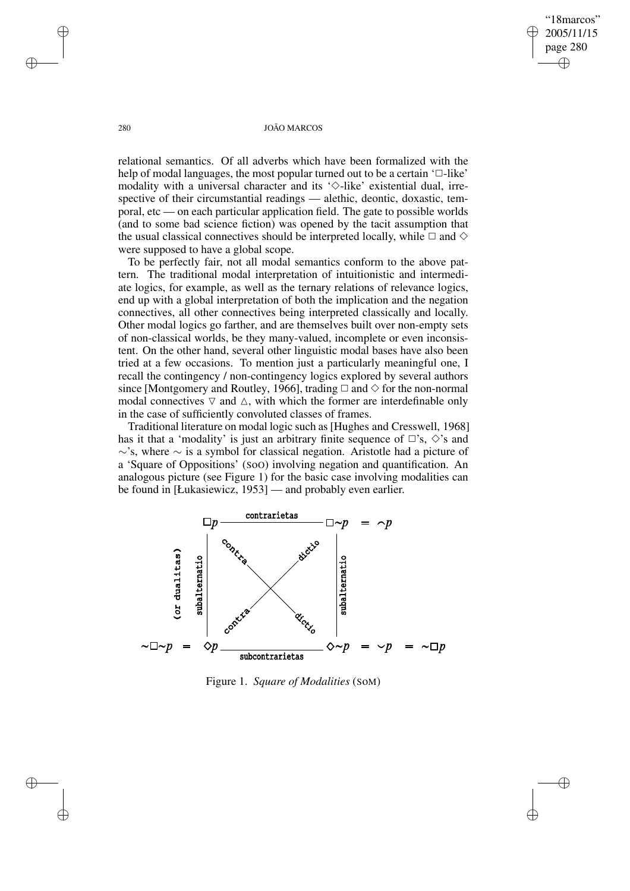relational semantics. Of all adverbs which have been formalized with the help of modal languages, the most popular turned out to be a certain '$\Box$-like' modality with a universal character and its '$\Diamond$-like' existential dual, irrespective of their circumstantial readings — alethic, deontic, doxastic, temporal, etc — on each particular application field. The gate to possible worlds (and to some bad science fiction) was opened by the tacit assumption that the usual classical connectives should be interpreted locally, while $\Box$ and $\Diamond$ were supposed to have a global scope.

To be perfectly fair, not all modal semantics conform to the above pattern. The traditional modal interpretation of intuitionistic and intermediate logics, for example, as well as the ternary relations of relevance logics, end up with a global interpretation of both the implication and the negation connectives, all other connectives being interpreted classically and locally. Other modal logics go farther, and are themselves built over non-empty sets of non-classical worlds, be they many-valued, incomplete or even inconsistent. On the other hand, several other linguistic modal bases have also been tried at a few occasions. To mention just a particularly meaningful one, I recall the contingency / non-contingency logics explored by several authors since [Montgomery and Routley, 1966], trading $\Box$ and $\Diamond$ for the non-normal modal connectives $\triangledown$ and $\vartriangle$, with which the former are interdefinable only in the case of sufficiently convoluted classes of frames.

Traditional literature on modal logic such as [Hughes and Cresswell, 1968] has it that a 'modality' is just an arbitrary finite sequence of $\Box$'s, $\Diamond$'s and $\sim$'s, where $\sim$ is a symbol for classical negation. Aristotle had a picture of a 'Square of Oppositions' (SOO) involving negation and quantification. An analogous picture (see Figure 1) for the basic case involving modalities can be found in [Łukasiewicz, 1953] — and probably even earlier.

Figure 1. *Square of Modalities* (SOM)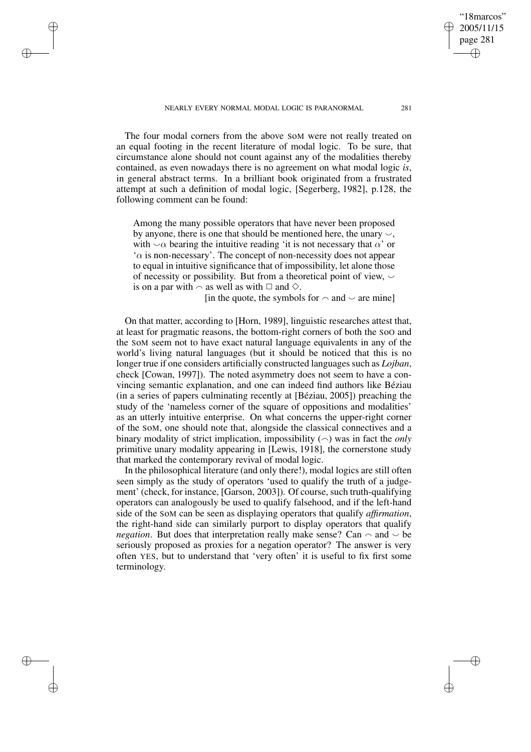The four modal corners from the above SoM were not really treated on an equal footing in the recent literature of modal logic. To be sure, that circumstance alone should not count against any of the modalities thereby contained, as even nowadays there is no agreement on what modal logic *is*, in general abstract terms. In a brilliant book originated from a frustrated attempt at such a definition of modal logic, [Segerberg, 1982], p.128, the following comment can be found:

> Among the many possible operators that have never been proposed by anyone, there is one that should be mentioned here, the unary $\smile$, with $\smile\alpha$ bearing the intuitive reading 'it is not necessary that $\alpha$' or '$\alpha$ is non-necessary'. The concept of non-necessity does not appear to equal in intuitive significance that of impossibility, let alone those of necessity or possibility. But from a theoretical point of view, $\smile$ is on a par with $\frown$ as well as with $\Box$ and $\Diamond$.
>
> [in the quote, the symbols for $\frown$ and $\smile$ are mine]

On that matter, according to [Horn, 1989], linguistic researches attest that, at least for pragmatic reasons, the bottom-right corners of both the SoO and the SoM seem not to have exact natural language equivalents in any of the world's living natural languages (but it should be noticed that this is no longer true if one considers artificially constructed languages such as *Lojban*, check [Cowan, 1997]). The noted asymmetry does not seem to have a convincing semantic explanation, and one can indeed find authors like Béziau (in a series of papers culminating recently at [Béziau, 2005]) preaching the study of the 'nameless corner of the square of oppositions and modalities' as an utterly intuitive enterprise. On what concerns the upper-right corner of the SoM, one should note that, alongside the classical connectives and a binary modality of strict implication, impossibility ($\frown$) was in fact the *only* primitive unary modality appearing in [Lewis, 1918], the cornerstone study that marked the contemporary revival of modal logic.

In the philosophical literature (and only there!), modal logics are still often seen simply as the study of operators 'used to qualify the truth of a judgement' (check, for instance, [Garson, 2003]). Of course, such truth-qualifying operators can analogously be used to qualify falsehood, and if the left-hand side of the SoM can be seen as displaying operators that qualify *affirmation*, the right-hand side can similarly purport to display operators that qualify *negation*. But does that interpretation really make sense? Can $\frown$ and $\smile$ be seriously proposed as proxies for a negation operator? The answer is very often YES, but to understand that 'very often' it is useful to fix first some terminology.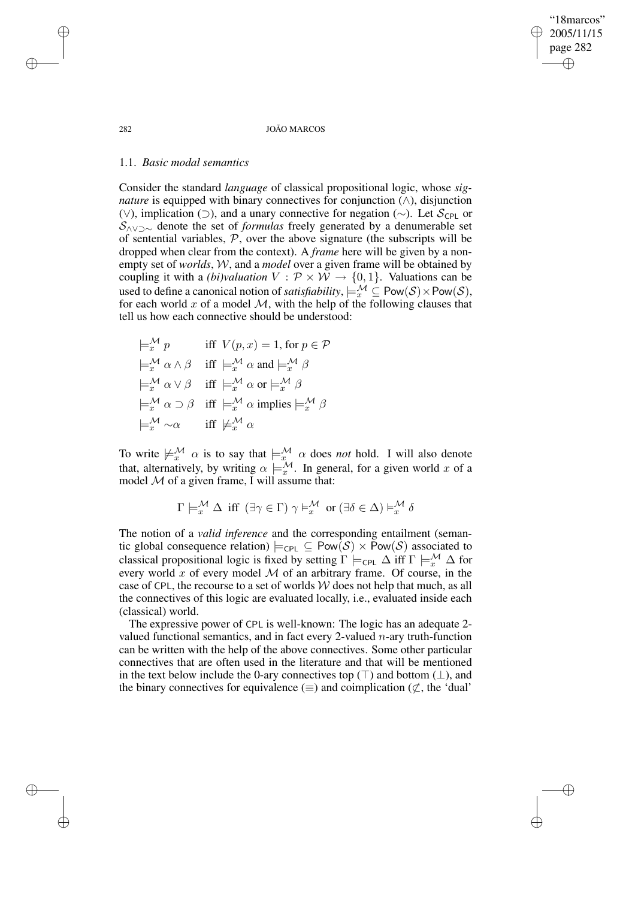### 1.1. *Basic modal semantics*

Consider the standard *language* of classical propositional logic, whose *signature* is equipped with binary connectives for conjunction ($\wedge$), disjunction ($\vee$), implication ($\supset$), and a unary connective for negation ($\sim$). Let $\mathcal{S}_{\mathsf{CPL}}$ or $\mathcal{S}_{\wedge\vee\supset\sim}$ denote the set of *formulas* freely generated by a denumerable set of sentential variables, $\mathcal{P}$, over the above signature (the subscripts will be dropped when clear from the context). A *frame* here will be given by a non-empty set of *worlds*, $\mathcal{W}$, and a *model* over a given frame will be obtained by coupling it with a *(bi)valuation* $V : \mathcal{P} \times \mathcal{W} \to \{0, 1\}$. Valuations can be used to define a canonical notion of *satisfiability*, $\models_x^{\mathcal{M}} \subseteq \mathsf{Pow}(\mathcal{S}) \times \mathsf{Pow}(\mathcal{S})$, for each world $x$ of a model $\mathcal{M}$, with the help of the following clauses that tell us how each connective should be understood:

$$
\begin{array}{ll}
\models_x^{\mathcal{M}} p & \text{iff } V(p, x) = 1, \text{ for } p \in \mathcal{P} \\
\models_x^{\mathcal{M}} \alpha \wedge \beta & \text{iff } \models_x^{\mathcal{M}} \alpha \text{ and} \models_x^{\mathcal{M}} \beta \\
\models_x^{\mathcal{M}} \alpha \vee \beta & \text{iff } \models_x^{\mathcal{M}} \alpha \text{ or} \models_x^{\mathcal{M}} \beta \\
\models_x^{\mathcal{M}} \alpha \supset \beta & \text{iff } \models_x^{\mathcal{M}} \alpha \text{ implies} \models_x^{\mathcal{M}} \beta \\
\models_x^{\mathcal{M}} {\sim}\alpha & \text{iff } \not\models_x^{\mathcal{M}} \alpha
\end{array}
$$

To write $\not\models_x^{\mathcal{M}} \alpha$ is to say that $\models_x^{\mathcal{M}} \alpha$ does *not* hold. I will also denote that, alternatively, by writing $\alpha \models_x^{\mathcal{M}}$. In general, for a given world $x$ of a model $\mathcal{M}$ of a given frame, I will assume that:

$$\Gamma \models_x^{\mathcal{M}} \Delta \text{ iff } (\exists \gamma \in \Gamma)\, \gamma \models_x^{\mathcal{M}} \text{ or } (\exists \delta \in \Delta) \models_x^{\mathcal{M}} \delta$$

The notion of a *valid inference* and the corresponding entailment (semantic global consequence relation) $\models_{\mathsf{CPL}} \subseteq \mathsf{Pow}(\mathcal{S}) \times \mathsf{Pow}(\mathcal{S})$ associated to classical propositional logic is fixed by setting $\Gamma \models_{\mathsf{CPL}} \Delta$ iff $\Gamma \models_x^{\mathcal{M}} \Delta$ for every world $x$ of every model $\mathcal{M}$ of an arbitrary frame. Of course, in the case of CPL, the recourse to a set of worlds $\mathcal{W}$ does not help that much, as all the connectives of this logic are evaluated locally, i.e., evaluated inside each (classical) world.

The expressive power of CPL is well-known: The logic has an adequate 2-valued functional semantics, and in fact every 2-valued $n$-ary truth-function can be written with the help of the above connectives. Some other particular connectives that are often used in the literature and that will be mentioned in the text below include the 0-ary connectives top ($\top$) and bottom ($\bot$), and the binary connectives for equivalence ($\equiv$) and coimplication ($\not\subset$, the 'dual'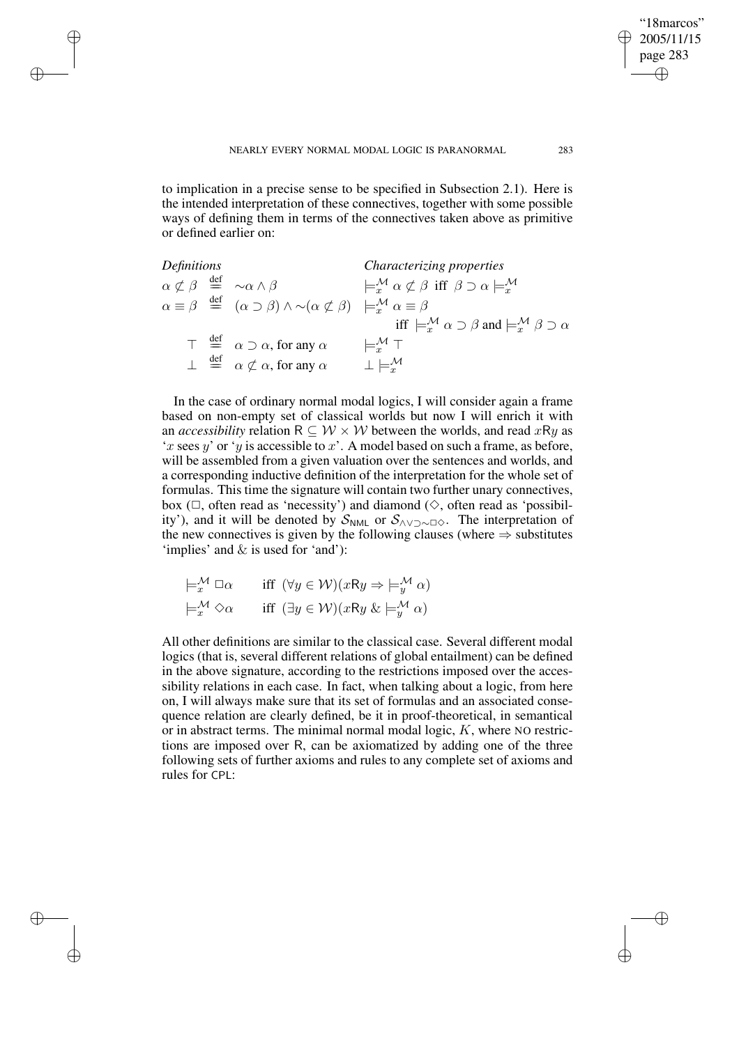to implication in a precise sense to be specified in Subsection 2.1). Here is the intended interpretation of these connectives, together with some possible ways of defining them in terms of the connectives taken above as primitive or defined earlier on:

| *Definitions* | *Characterizing properties* |
|---|---|
| $\alpha \not\subset \beta \stackrel{\text{def}}{=} {\sim}\alpha \wedge \beta$ | $\models^{\mathcal{M}}_{x} \alpha \not\subset \beta$ iff $\beta \supset \alpha \models^{\mathcal{M}}_{x}$ |
| $\alpha \equiv \beta \stackrel{\text{def}}{=} (\alpha \supset \beta) \wedge {\sim}(\alpha \not\subset \beta)$ | $\models^{\mathcal{M}}_{x} \alpha \equiv \beta$ iff $\models^{\mathcal{M}}_{x} \alpha \supset \beta$ and $\models^{\mathcal{M}}_{x} \beta \supset \alpha$ |
| $\top \stackrel{\text{def}}{=} \alpha \supset \alpha$, for any $\alpha$ | $\models^{\mathcal{M}}_{x} \top$ |
| $\bot \stackrel{\text{def}}{=} \alpha \not\subset \alpha$, for any $\alpha$ | $\bot \models^{\mathcal{M}}_{x}$ |

In the case of ordinary normal modal logics, I will consider again a frame based on non-empty set of classical worlds but now I will enrich it with an *accessibility* relation $\mathsf{R} \subseteq \mathcal{W} \times \mathcal{W}$ between the worlds, and read $x\mathsf{R}y$ as '$x$ sees $y$' or '$y$ is accessible to $x$'. A model based on such a frame, as before, will be assembled from a given valuation over the sentences and worlds, and a corresponding inductive definition of the interpretation for the whole set of formulas. This time the signature will contain two further unary connectives, box ($\Box$, often read as 'necessity') and diamond ($\Diamond$, often read as 'possibility'), and it will be denoted by $\mathcal{S}_{\mathsf{NML}}$ or $\mathcal{S}_{\wedge\vee\supset\sim\Box\Diamond}$. The interpretation of the new connectives is given by the following clauses (where $\Rightarrow$ substitutes 'implies' and $\&$ is used for 'and'):

$$\models^{\mathcal{M}}_{x} \Box\alpha \quad \text{iff } (\forall y \in \mathcal{W})(x\mathsf{R}y \Rightarrow \models^{\mathcal{M}}_{y} \alpha)$$

$$\models^{\mathcal{M}}_{x} \Diamond\alpha \quad \text{iff } (\exists y \in \mathcal{W})(x\mathsf{R}y \;\&\; \models^{\mathcal{M}}_{y} \alpha)$$

All other definitions are similar to the classical case. Several different modal logics (that is, several different relations of global entailment) can be defined in the above signature, according to the restrictions imposed over the accessibility relations in each case. In fact, when talking about a logic, from here on, I will always make sure that its set of formulas and an associated consequence relation are clearly defined, be it in proof-theoretical, in semantical or in abstract terms. The minimal normal modal logic, $K$, where NO restrictions are imposed over R, can be axiomatized by adding one of the three following sets of further axioms and rules to any complete set of axioms and rules for CPL: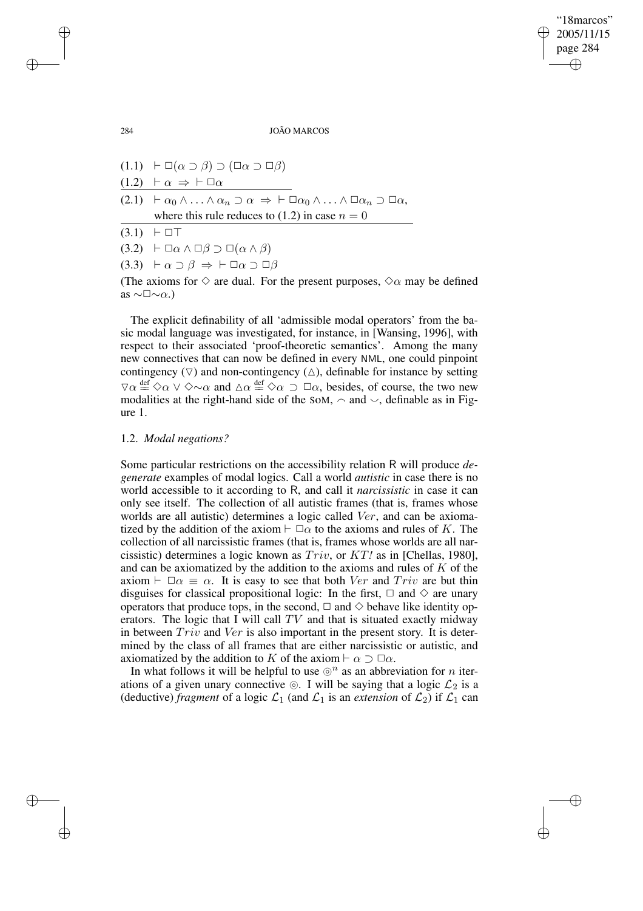(1.1) $\vdash \Box(\alpha \supset \beta) \supset (\Box\alpha \supset \Box\beta)$

(1.2) $\vdash \alpha \;\Rightarrow\; \vdash \Box\alpha$

(2.1) $\vdash \alpha_0 \wedge \ldots \wedge \alpha_n \supset \alpha \;\Rightarrow\; \vdash \Box\alpha_0 \wedge \ldots \wedge \Box\alpha_n \supset \Box\alpha$, where this rule reduces to (1.2) in case $n = 0$

(3.1) $\vdash \Box\top$

(3.2) $\vdash \Box\alpha \wedge \Box\beta \supset \Box(\alpha \wedge \beta)$

(3.3) $\vdash \alpha \supset \beta \;\Rightarrow\; \vdash \Box\alpha \supset \Box\beta$

(The axioms for $\Diamond$ are dual. For the present purposes, $\Diamond\alpha$ may be defined as $\sim\Box\sim\alpha$.)

The explicit definability of all 'admissible modal operators' from the basic modal language was investigated, for instance, in [Wansing, 1996], with respect to their associated 'proof-theoretic semantics'. Among the many new connectives that can now be defined in every NML, one could pinpoint contingency ($\triangledown$) and non-contingency ($\vartriangle$), definable for instance by setting $\triangledown\alpha \stackrel{\text{def}}{\equiv} \Diamond\alpha \vee \Diamond\sim\alpha$ and $\vartriangle\alpha \stackrel{\text{def}}{\equiv} \Diamond\alpha \supset \Box\alpha$, besides, of course, the two new modalities at the right-hand side of the SoM, $\frown$ and $\smile$, definable as in Figure 1.

## 1.2. *Modal negations?*

Some particular restrictions on the accessibility relation R will produce *degenerate* examples of modal logics. Call a world *autistic* in case there is no world accessible to it according to R, and call it *narcissistic* in case it can only see itself. The collection of all autistic frames (that is, frames whose worlds are all autistic) determines a logic called $Ver$, and can be axiomatized by the addition of the axiom $\vdash \Box\alpha$ to the axioms and rules of $K$. The collection of all narcissistic frames (that is, frames whose worlds are all narcissistic) determines a logic known as $Triv$, or $KT!$ as in [Chellas, 1980], and can be axiomatized by the addition to the axioms and rules of $K$ of the axiom $\vdash \Box\alpha \equiv \alpha$. It is easy to see that both $Ver$ and $Triv$ are but thin disguises for classical propositional logic: In the first, $\Box$ and $\Diamond$ are unary operators that produce tops, in the second, $\Box$ and $\Diamond$ behave like identity operators. The logic that I will call $TV$ and that is situated exactly midway in between $Triv$ and $Ver$ is also important in the present story. It is determined by the class of all frames that are either narcissistic or autistic, and axiomatized by the addition to $K$ of the axiom $\vdash \alpha \supset \Box\alpha$.

In what follows it will be helpful to use $\circledcirc^n$ as an abbreviation for $n$ iterations of a given unary connective $\circledcirc$. I will be saying that a logic $\mathcal{L}_2$ is a (deductive) *fragment* of a logic $\mathcal{L}_1$ (and $\mathcal{L}_1$ is an *extension* of $\mathcal{L}_2$) if $\mathcal{L}_1$ can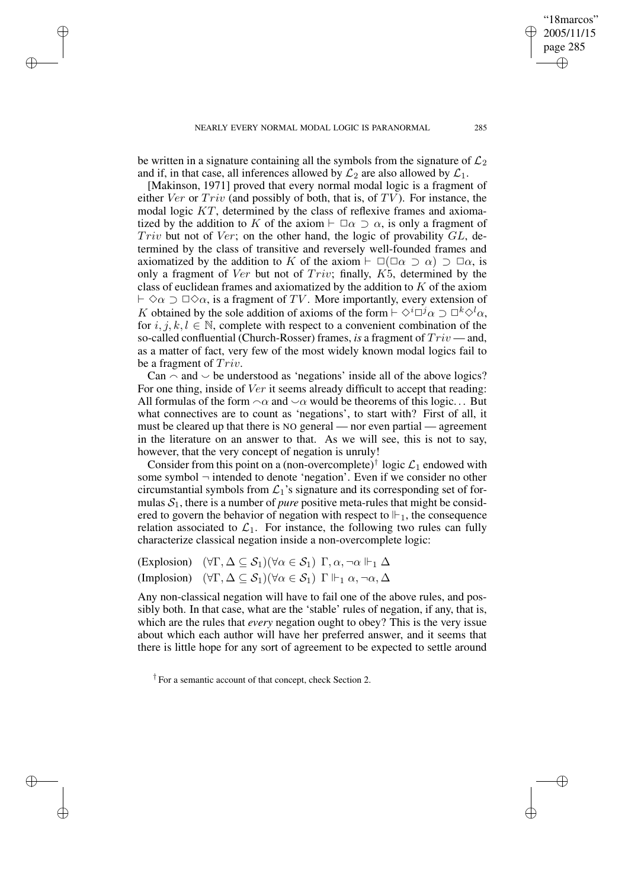be written in a signature containing all the symbols from the signature of $\mathcal{L}_2$ and if, in that case, all inferences allowed by $\mathcal{L}_2$ are also allowed by $\mathcal{L}_1$.

[Makinson, 1971] proved that every normal modal logic is a fragment of either $Ver$ or $Triv$ (and possibly of both, that is, of $TV$). For instance, the modal logic $KT$, determined by the class of reflexive frames and axiomatized by the addition to $K$ of the axiom $\vdash \Box\alpha \supset \alpha$, is only a fragment of $Triv$ but not of $Ver$; on the other hand, the logic of provability $GL$, determined by the class of transitive and reversely well-founded frames and axiomatized by the addition to $K$ of the axiom $\vdash \Box(\Box\alpha \supset \alpha) \supset \Box\alpha$, is only a fragment of $Ver$ but not of $Triv$; finally, $K5$, determined by the class of euclidean frames and axiomatized by the addition to $K$ of the axiom $\vdash \Diamond\alpha \supset \Box\Diamond\alpha$, is a fragment of $TV$. More importantly, every extension of $K$ obtained by the sole addition of axioms of the form $\vdash \Diamond^i\Box^j\alpha \supset \Box^k\Diamond^l\alpha$, for $i, j, k, l \in \mathbb{N}$, complete with respect to a convenient combination of the so-called confluential (Church-Rosser) frames, *is* a fragment of $Triv$ — and, as a matter of fact, very few of the most widely known modal logics fail to be a fragment of $Triv$.

Can $\frown$ and $\smile$ be understood as 'negations' inside all of the above logics? For one thing, inside of $Ver$ it seems already difficult to accept that reading: All formulas of the form $\frown\alpha$ and $\smile\alpha$ would be theorems of this logic... But what connectives are to count as 'negations', to start with? First of all, it must be cleared up that there is NO general — nor even partial — agreement in the literature on an answer to that. As we will see, this is not to say, however, that the very concept of negation is unruly!

Consider from this point on a (non-overcomplete)[†] logic $\mathcal{L}_1$ endowed with some symbol $\neg$ intended to denote 'negation'. Even if we consider no other circumstantial symbols from $\mathcal{L}_1$'s signature and its corresponding set of formulas $\mathcal{S}_1$, there is a number of *pure* positive meta-rules that might be considered to govern the behavior of negation with respect to $\Vdash_1$, the consequence relation associated to $\mathcal{L}_1$. For instance, the following two rules can fully characterize classical negation inside a non-overcomplete logic:

(Explosion) $\quad (\forall\Gamma, \Delta \subseteq \mathcal{S}_1)(\forall\alpha \in \mathcal{S}_1)\ \Gamma, \alpha, \neg\alpha \Vdash_1 \Delta$

(Implosion) $\quad (\forall\Gamma, \Delta \subseteq \mathcal{S}_1)(\forall\alpha \in \mathcal{S}_1)\ \Gamma \Vdash_1 \alpha, \neg\alpha, \Delta$

Any non-classical negation will have to fail one of the above rules, and possibly both. In that case, what are the 'stable' rules of negation, if any, that is, which are the rules that *every* negation ought to obey? This is the very issue about which each author will have her preferred answer, and it seems that there is little hope for any sort of agreement to be expected to settle around

[†] For a semantic account of that concept, check Section 2.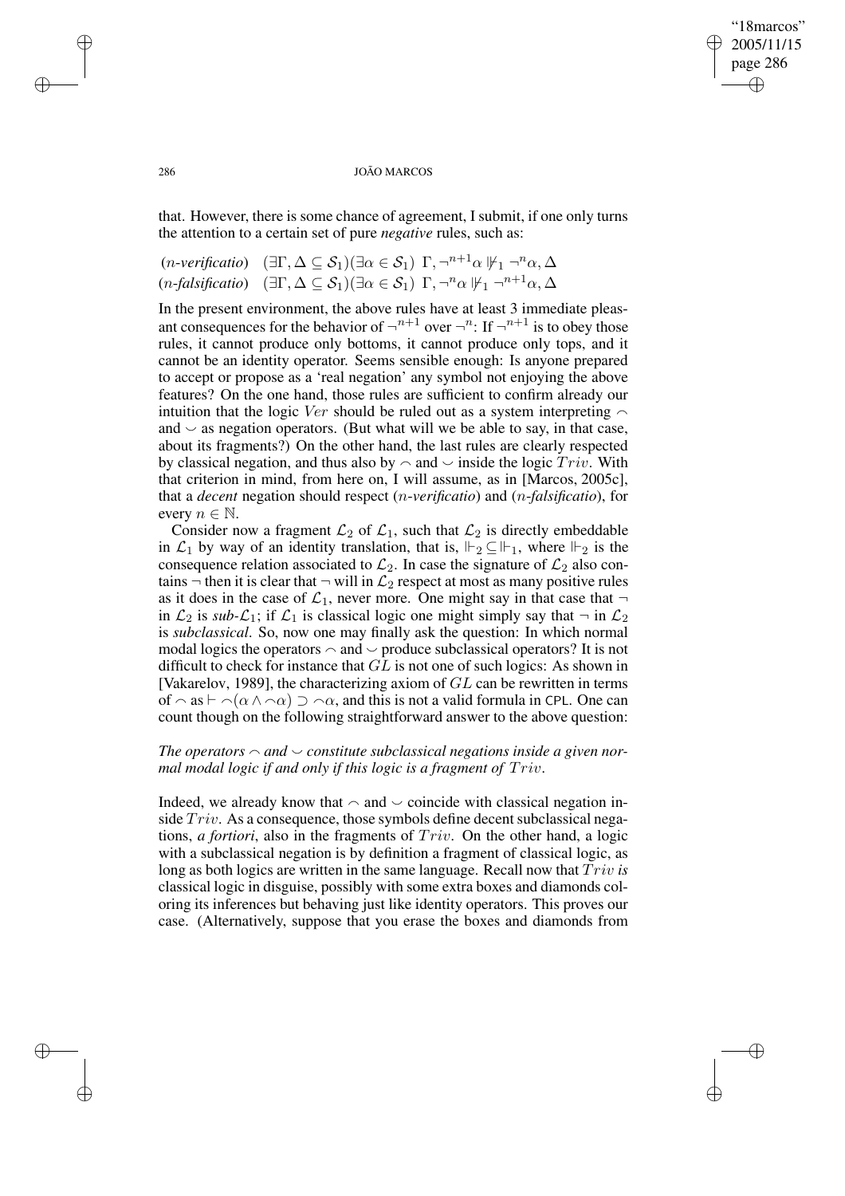that. However, there is some chance of agreement, I submit, if one only turns the attention to a certain set of pure *negative* rules, such as:

$$(n\text{-}\textit{verificatio}) \quad (\exists \Gamma, \Delta \subseteq \mathcal{S}_1)(\exists \alpha \in \mathcal{S}_1)\ \Gamma, \neg^{n+1}\alpha \nVdash_1 \neg^n\alpha, \Delta$$
$$(n\text{-}\textit{falsificatio}) \quad (\exists \Gamma, \Delta \subseteq \mathcal{S}_1)(\exists \alpha \in \mathcal{S}_1)\ \Gamma, \neg^{n}\alpha \nVdash_1 \neg^{n+1}\alpha, \Delta$$

In the present environment, the above rules have at least 3 immediate pleasant consequences for the behavior of $\neg^{n+1}$ over $\neg^n$: If $\neg^{n+1}$ is to obey those rules, it cannot produce only bottoms, it cannot produce only tops, and it cannot be an identity operator. Seems sensible enough: Is anyone prepared to accept or propose as a 'real negation' any symbol not enjoying the above features? On the one hand, those rules are sufficient to confirm already our intuition that the logic $Ver$ should be ruled out as a system interpreting $\frown$ and $\smile$ as negation operators. (But what will we be able to say, in that case, about its fragments?) On the other hand, the last rules are clearly respected by classical negation, and thus also by $\frown$ and $\smile$ inside the logic $Triv$. With that criterion in mind, from here on, I will assume, as in [Marcos, 2005c], that a *decent* negation should respect ($n$-*verificatio*) and ($n$-*falsificatio*), for every $n \in \mathbb{N}$.

Consider now a fragment $\mathcal{L}_2$ of $\mathcal{L}_1$, such that $\mathcal{L}_2$ is directly embeddable in $\mathcal{L}_1$ by way of an identity translation, that is, $\Vdash_2 \subseteq \Vdash_1$, where $\Vdash_2$ is the consequence relation associated to $\mathcal{L}_2$. In case the signature of $\mathcal{L}_2$ also contains $\neg$ then it is clear that $\neg$ will in $\mathcal{L}_2$ respect at most as many positive rules as it does in the case of $\mathcal{L}_1$, never more. One might say in that case that $\neg$ in $\mathcal{L}_2$ is *sub-*$\mathcal{L}_1$; if $\mathcal{L}_1$ is classical logic one might simply say that $\neg$ in $\mathcal{L}_2$ is *subclassical*. So, now one may finally ask the question: In which normal modal logics the operators $\frown$ and $\smile$ produce subclassical operators? It is not difficult to check for instance that $GL$ is not one of such logics: As shown in [Vakarelov, 1989], the characterizing axiom of $GL$ can be rewritten in terms of $\frown$ as $\vdash \frown(\alpha \wedge \frown\alpha) \supset \frown\alpha$, and this is not a valid formula in CPL. One can count though on the following straightforward answer to the above question:

*The operators $\frown$ and $\smile$ constitute subclassical negations inside a given normal modal logic if and only if this logic is a fragment of $Triv$.*

Indeed, we already know that $\frown$ and $\smile$ coincide with classical negation inside $Triv$. As a consequence, those symbols define decent subclassical negations, *a fortiori*, also in the fragments of $Triv$. On the other hand, a logic with a subclassical negation is by definition a fragment of classical logic, as long as both logics are written in the same language. Recall now that $Triv$ *is* classical logic in disguise, possibly with some extra boxes and diamonds coloring its inferences but behaving just like identity operators. This proves our case. (Alternatively, suppose that you erase the boxes and diamonds from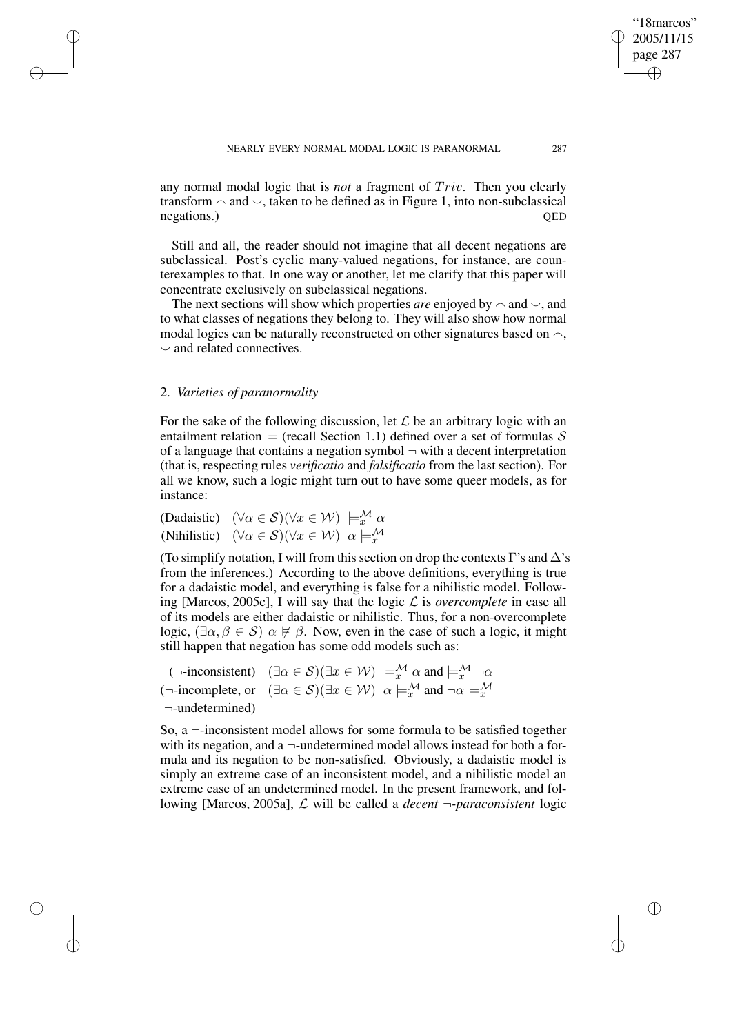any normal modal logic that is *not* a fragment of $Triv$. Then you clearly transform $\frown$ and $\smile$, taken to be defined as in Figure 1, into non-subclassical negations.) QED

Still and all, the reader should not imagine that all decent negations are subclassical. Post's cyclic many-valued negations, for instance, are counterexamples to that. In one way or another, let me clarify that this paper will concentrate exclusively on subclassical negations.

The next sections will show which properties *are* enjoyed by $\frown$ and $\smile$, and to what classes of negations they belong to. They will also show how normal modal logics can be naturally reconstructed on other signatures based on $\frown$, $\smile$ and related connectives.

## 2. *Varieties of paranormality*

For the sake of the following discussion, let $\mathcal{L}$ be an arbitrary logic with an entailment relation $\models$ (recall Section 1.1) defined over a set of formulas $\mathcal{S}$ of a language that contains a negation symbol $\neg$ with a decent interpretation (that is, respecting rules *verificatio* and *falsificatio* from the last section). For all we know, such a logic might turn out to have some queer models, as for instance:

(Dadaistic) $\quad (\forall\alpha \in \mathcal{S})(\forall x \in \mathcal{W}) \ \models^{\mathcal{M}}_{x} \alpha$

(Nihilistic) $\quad (\forall\alpha \in \mathcal{S})(\forall x \in \mathcal{W}) \ \alpha \models^{\mathcal{M}}_{x}$

(To simplify notation, I will from this section on drop the contexts $\Gamma$'s and $\Delta$'s from the inferences.) According to the above definitions, everything is true for a dadaistic model, and everything is false for a nihilistic model. Following [Marcos, 2005c], I will say that the logic $\mathcal{L}$ is *overcomplete* in case all of its models are either dadaistic or nihilistic. Thus, for a non-overcomplete logic, $(\exists\alpha, \beta \in \mathcal{S}) \ \alpha \not\models \beta$. Now, even in the case of such a logic, it might still happen that negation has some odd models such as:

($\neg$-inconsistent) $\quad (\exists\alpha \in \mathcal{S})(\exists x \in \mathcal{W}) \ \models^{\mathcal{M}}_{x} \alpha$ and $\models^{\mathcal{M}}_{x} \neg\alpha$

($\neg$-incomplete, or $\neg$-undetermined) $\quad (\exists\alpha \in \mathcal{S})(\exists x \in \mathcal{W}) \ \alpha \models^{\mathcal{M}}_{x}$ and $\neg\alpha \models^{\mathcal{M}}_{x}$

So, a $\neg$-inconsistent model allows for some formula to be satisfied together with its negation, and a $\neg$-undetermined model allows instead for both a formula and its negation to be non-satisfied. Obviously, a dadaistic model is simply an extreme case of an inconsistent model, and a nihilistic model an extreme case of an undetermined model. In the present framework, and following [Marcos, 2005a], $\mathcal{L}$ will be called a *decent $\neg$-paraconsistent* logic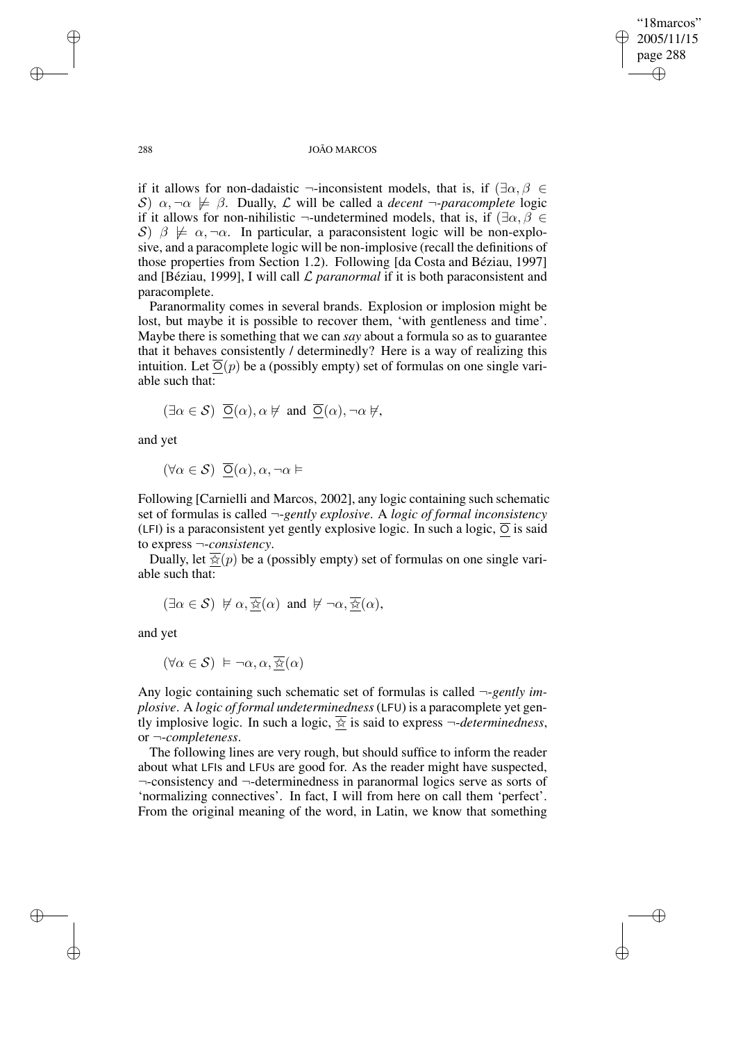if it allows for non-dadaistic $\neg$-inconsistent models, that is, if $(\exists\alpha,\beta\in\mathcal{S})\ \alpha,\neg\alpha\not\models\beta$. Dually, $\mathcal{L}$ will be called a *decent $\neg$-paracomplete* logic if it allows for non-nihilistic $\neg$-undetermined models, that is, if $(\exists\alpha,\beta\in\mathcal{S})\ \beta\not\models\alpha,\neg\alpha$. In particular, a paraconsistent logic will be non-explosive, and a paracomplete logic will be non-implosive (recall the definitions of those properties from Section 1.2). Following [da Costa and Béziau, 1997] and [Béziau, 1999], I will call $\mathcal{L}$ *paranormal* if it is both paraconsistent and paracomplete.

Paranormality comes in several brands. Explosion or implosion might be lost, but maybe it is possible to recover them, 'with gentleness and time'. Maybe there is something that we can *say* about a formula so as to guarantee that it behaves consistently / determinedly? Here is a way of realizing this intuition. Let $\overline{\bigcirc}(p)$ be a (possibly empty) set of formulas on one single variable such that:

$$(\exists\alpha\in\mathcal{S})\ \ \overline{\bigcirc}(\alpha),\alpha\not\models\ \text{ and }\ \overline{\bigcirc}(\alpha),\neg\alpha\not\models,$$

and yet

$$(\forall\alpha\in\mathcal{S})\ \ \overline{\bigcirc}(\alpha),\alpha,\neg\alpha\models$$

Following [Carnielli and Marcos, 2002], any logic containing such schematic set of formulas is called *$\neg$-gently explosive*. A *logic of formal inconsistency* (LFI) is a paraconsistent yet gently explosive logic. In such a logic, $\overline{\bigcirc}$ is said to express *$\neg$-consistency*.

Dually, let $\overline{\star}(p)$ be a (possibly empty) set of formulas on one single variable such that:

$$(\exists\alpha\in\mathcal{S})\ \not\models\alpha,\overline{\star}(\alpha)\ \text{ and }\ \not\models\neg\alpha,\overline{\star}(\alpha),$$

and yet

$$(\forall\alpha\in\mathcal{S})\ \models\neg\alpha,\alpha,\overline{\star}(\alpha)$$

Any logic containing such schematic set of formulas is called *$\neg$-gently implosive*. A *logic of formal undeterminedness* (LFU) is a paracomplete yet gently implosive logic. In such a logic, $\overline{\star}$ is said to express *$\neg$-determinedness*, or *$\neg$-completeness*.

The following lines are very rough, but should suffice to inform the reader about what LFIs and LFUs are good for. As the reader might have suspected, $\neg$-consistency and $\neg$-determinedness in paranormal logics serve as sorts of 'normalizing connectives'. In fact, I will from here on call them 'perfect'. From the original meaning of the word, in Latin, we know that something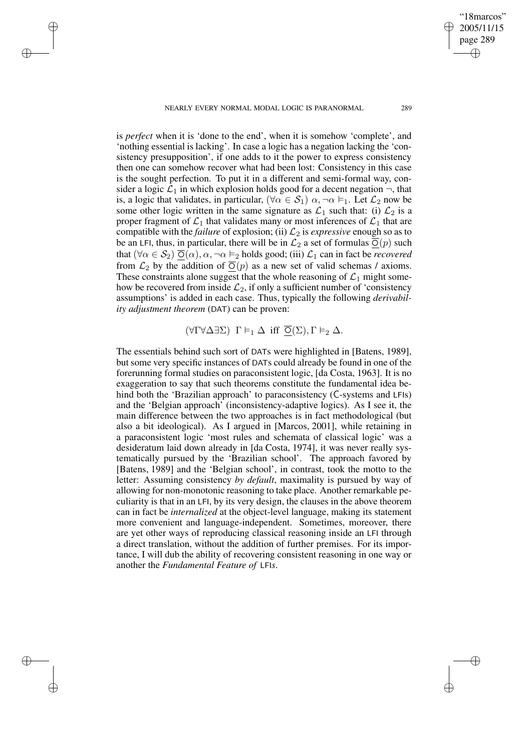is *perfect* when it is 'done to the end', when it is somehow 'complete', and 'nothing essential is lacking'. In case a logic has a negation lacking the 'consistency presupposition', if one adds to it the power to express consistency then one can somehow recover what had been lost: Consistency in this case is the sought perfection. To put it in a different and semi-formal way, consider a logic $\mathcal{L}_1$ in which explosion holds good for a decent negation $\neg$, that is, a logic that validates, in particular, $(\forall\alpha \in \mathcal{S}_1)\ \alpha, \neg\alpha \vDash_1$. Let $\mathcal{L}_2$ now be some other logic written in the same signature as $\mathcal{L}_1$ such that: (i) $\mathcal{L}_2$ is a proper fragment of $\mathcal{L}_1$ that validates many or most inferences of $\mathcal{L}_1$ that are compatible with the *failure* of explosion; (ii) $\mathcal{L}_2$ is *expressive* enough so as to be an LFI, thus, in particular, there will be in $\mathcal{L}_2$ a set of formulas $\overline{\bigcirc}(p)$ such that $(\forall\alpha \in \mathcal{S}_2)\ \overline{\bigcirc}(\alpha), \alpha, \neg\alpha \vDash_2$ holds good; (iii) $\mathcal{L}_1$ can in fact be *recovered* from $\mathcal{L}_2$ by the addition of $\overline{\bigcirc}(p)$ as a new set of valid schemas / axioms. These constraints alone suggest that the whole reasoning of $\mathcal{L}_1$ might somehow be recovered from inside $\mathcal{L}_2$, if only a sufficient number of 'consistency assumptions' is added in each case. Thus, typically the following *derivability adjustment theorem* (DAT) can be proven:

$$(\forall\Gamma\forall\Delta\exists\Sigma)\ \ \Gamma \vDash_1 \Delta \ \text{ iff } \ \overline{\bigcirc}(\Sigma), \Gamma \vDash_2 \Delta.$$

The essentials behind such sort of DATs were highlighted in [Batens, 1989], but some very specific instances of DATs could already be found in one of the forerunning formal studies on paraconsistent logic, [da Costa, 1963]. It is no exaggeration to say that such theorems constitute the fundamental idea behind both the 'Brazilian approach' to paraconsistency (C-systems and LFIs) and the 'Belgian approach' (inconsistency-adaptive logics). As I see it, the main difference between the two approaches is in fact methodological (but also a bit ideological). As I argued in [Marcos, 2001], while retaining in a paraconsistent logic 'most rules and schemata of classical logic' was a desideratum laid down already in [da Costa, 1974], it was never really systematically pursued by the 'Brazilian school'. The approach favored by [Batens, 1989] and the 'Belgian school', in contrast, took the motto to the letter: Assuming consistency *by default*, maximality is pursued by way of allowing for non-monotonic reasoning to take place. Another remarkable peculiarity is that in an LFI, by its very design, the clauses in the above theorem can in fact be *internalized* at the object-level language, making its statement more convenient and language-independent. Sometimes, moreover, there are yet other ways of reproducing classical reasoning inside an LFI through a direct translation, without the addition of further premises. For its importance, I will dub the ability of recovering consistent reasoning in one way or another the *Fundamental Feature of* LFI*s*.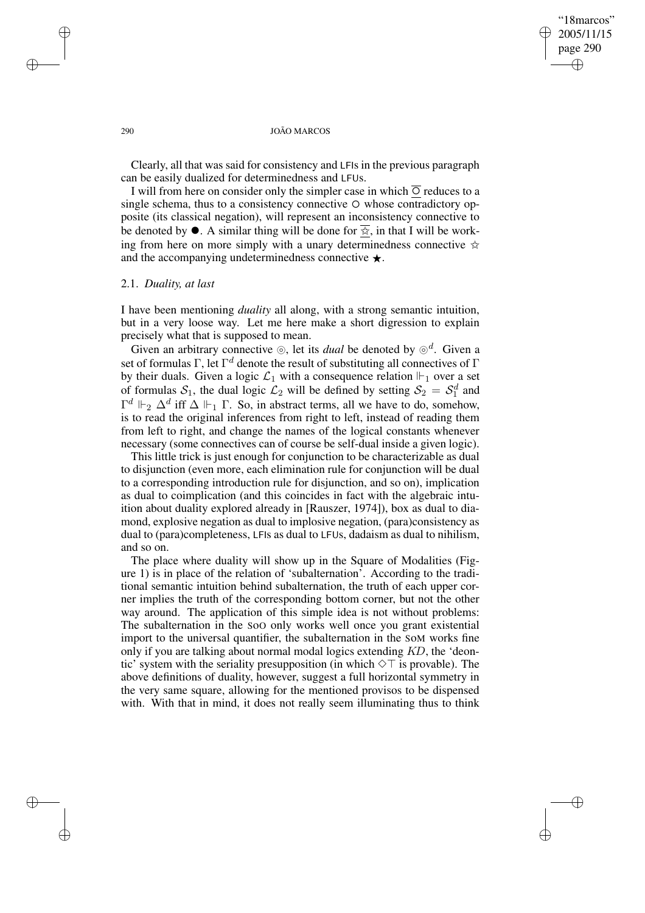Clearly, all that was said for consistency and LFIs in the previous paragraph can be easily dualized for determinedness and LFUs.

I will from here on consider only the simpler case in which $\overline{\bigcirc}$ reduces to a single schema, thus to a consistency connective $\circ$ whose contradictory opposite (its classical negation), will represent an inconsistency connective to be denoted by $\bullet$. A similar thing will be done for $\overline{\star}$, in that I will be working from here on more simply with a unary determinedness connective $\star$ and the accompanying undeterminedness connective $\bigstar$.

## 2.1. *Duality, at last*

I have been mentioning *duality* all along, with a strong semantic intuition, but in a very loose way. Let me here make a short digression to explain precisely what that is supposed to mean.

Given an arbitrary connective $\circledcirc$, let its *dual* be denoted by $\circledcirc^d$. Given a set of formulas $\Gamma$, let $\Gamma^d$ denote the result of substituting all connectives of $\Gamma$ by their duals. Given a logic $\mathcal{L}_1$ with a consequence relation $\Vdash_1$ over a set of formulas $\mathcal{S}_1$, the dual logic $\mathcal{L}_2$ will be defined by setting $\mathcal{S}_2 = \mathcal{S}_1^d$ and $\Gamma^d \Vdash_2 \Delta^d$ iff $\Delta \Vdash_1 \Gamma$. So, in abstract terms, all we have to do, somehow, is to read the original inferences from right to left, instead of reading them from left to right, and change the names of the logical constants whenever necessary (some connectives can of course be self-dual inside a given logic).

This little trick is just enough for conjunction to be characterizable as dual to disjunction (even more, each elimination rule for conjunction will be dual to a corresponding introduction rule for disjunction, and so on), implication as dual to coimplication (and this coincides in fact with the algebraic intuition about duality explored already in [Rauszer, 1974]), box as dual to diamond, explosive negation as dual to implosive negation, (para)consistency as dual to (para)completeness, LFIs as dual to LFUs, dadaism as dual to nihilism, and so on.

The place where duality will show up in the Square of Modalities (Figure 1) is in place of the relation of 'subalternation'. According to the traditional semantic intuition behind subalternation, the truth of each upper corner implies the truth of the corresponding bottom corner, but not the other way around. The application of this simple idea is not without problems: The subalternation in the SoO only works well once you grant existential import to the universal quantifier, the subalternation in the SoM works fine only if you are talking about normal modal logics extending $KD$, the 'deontic' system with the seriality presupposition (in which $\Diamond\top$ is provable). The above definitions of duality, however, suggest a full horizontal symmetry in the very same square, allowing for the mentioned provisos to be dispensed with. With that in mind, it does not really seem illuminating thus to think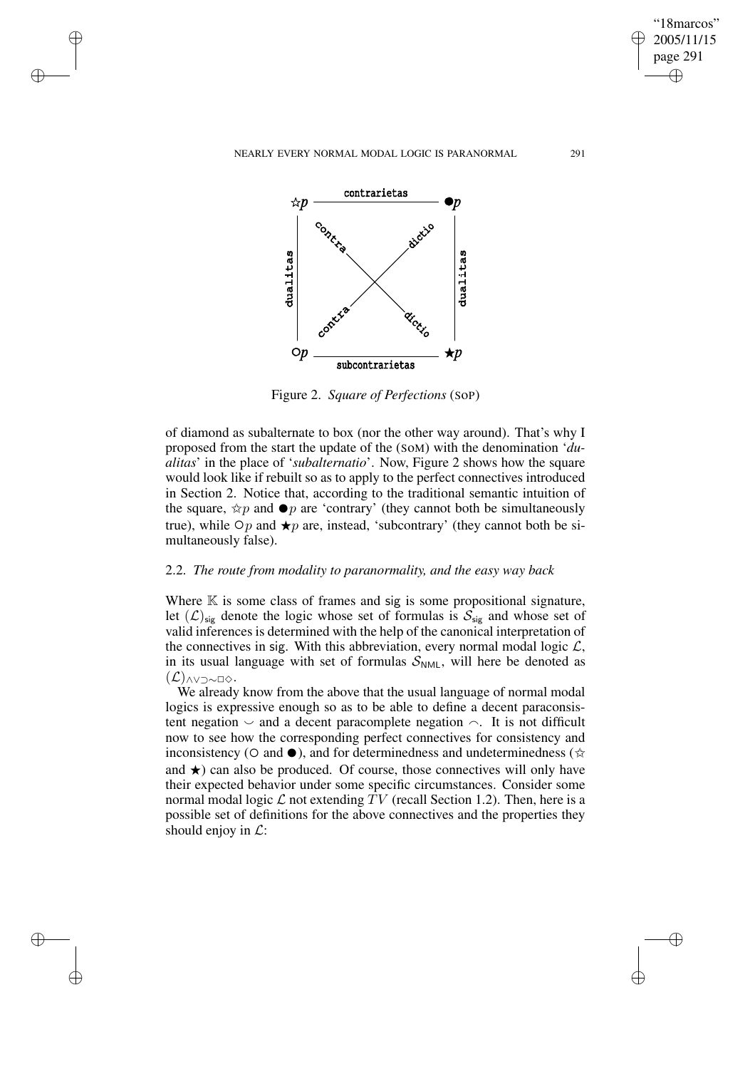Figure 2. *Square of Perfections* (SoP)

of diamond as subalternate to box (nor the other way around). That's why I proposed from the start the update of the (SoM) with the denomination '*dualitas*' in the place of '*subalternatio*'. Now, Figure 2 shows how the square would look like if rebuilt so as to apply to the perfect connectives introduced in Section 2. Notice that, according to the traditional semantic intuition of the square, $\star p$ and $\bullet p$ are 'contrary' (they cannot both be simultaneously true), while $\circ p$ and $\bigstar p$ are, instead, 'subcontrary' (they cannot both be simultaneously false).

### 2.2. *The route from modality to paranormality, and the easy way back*

Where $\mathbb{K}$ is some class of frames and sig is some propositional signature, let $(\mathcal{L})_{\mathsf{sig}}$ denote the logic whose set of formulas is $\mathcal{S}_{\mathsf{sig}}$ and whose set of valid inferences is determined with the help of the canonical interpretation of the connectives in sig. With this abbreviation, every normal modal logic $\mathcal{L}$, in its usual language with set of formulas $\mathcal{S}_{\mathsf{NML}}$, will here be denoted as $(\mathcal{L})_{\wedge\vee\supset\sim\Box\Diamond}$.

We already know from the above that the usual language of normal modal logics is expressive enough so as to be able to define a decent paraconsistent negation $\smile$ and a decent paracomplete negation $\frown$. It is not difficult now to see how the corresponding perfect connectives for consistency and inconsistency ($\circ$ and $\bullet$), and for determinedness and undeterminedness ($\star$ and $\bigstar$) can also be produced. Of course, those connectives will only have their expected behavior under some specific circumstances. Consider some normal modal logic $\mathcal{L}$ not extending $TV$ (recall Section 1.2). Then, here is a possible set of definitions for the above connectives and the properties they should enjoy in $\mathcal{L}$: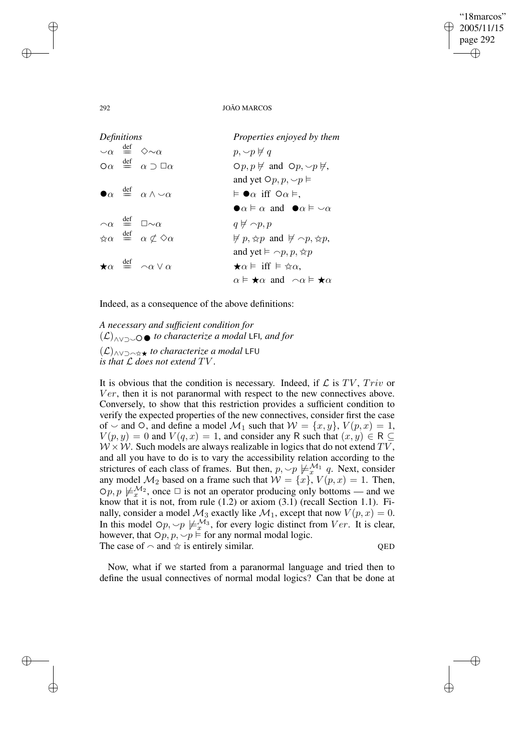| *Definitions* | *Properties enjoyed by them* |
|---|---|
| $\smile\alpha \stackrel{\text{def}}{=} \Diamond{\sim}\alpha$ | $p, \smile p \not\models q$ |
| $\circ\alpha \stackrel{\text{def}}{=} \alpha \supset \Box\alpha$ | $\circ p, p \not\models$ and $\circ p, \smile p \not\models$, and yet $\circ p, p, \smile p \models$ |
| $\bullet\alpha \stackrel{\text{def}}{=} \alpha \wedge \smile\alpha$ | $\models \bullet\alpha$ iff $\circ\alpha \models$, $\bullet\alpha \models \alpha$ and $\bullet\alpha \models \smile\alpha$ |
| $\frown\alpha \stackrel{\text{def}}{=} \Box{\sim}\alpha$ | $q \not\models \frown p, p$ |
| $\star\alpha \stackrel{\text{def}}{=} \alpha \not\subset \Diamond\alpha$ | $\not\models p, \star p$ and $\not\models \frown p, \star p$, and yet $\models \frown p, p, \star p$ |
| $\bigstar\alpha \stackrel{\text{def}}{=} \frown\alpha \vee \alpha$ | $\bigstar\alpha \models$ iff $\models \star\alpha$, $\alpha \models \bigstar\alpha$ and $\frown\alpha \models \bigstar\alpha$ |

Indeed, as a consequence of the above definitions:

*A necessary and sufficient condition for* $(\mathcal{L})_{\wedge\vee\supset\smile\circ\bullet}$ *to characterize a modal* LFI*, and for* $(\mathcal{L})_{\wedge\vee\supset\frown\star\bigstar}$ *to characterize a modal* LFU *is that* $\mathcal{L}$ *does not extend* $TV$*.*

It is obvious that the condition is necessary. Indeed, if $\mathcal{L}$ is $TV$, $Triv$ or $Ver$, then it is not paranormal with respect to the new connectives above. Conversely, to show that this restriction provides a sufficient condition to verify the expected properties of the new connectives, consider first the case of $\smile$ and $\circ$, and define a model $\mathcal{M}_1$ such that $\mathcal{W} = \{x, y\}$, $V(p, x) = 1$, $V(p, y) = 0$ and $V(q, x) = 1$, and consider any $\mathsf{R}$ such that $(x, y) \in \mathsf{R} \subseteq \mathcal{W} \times \mathcal{W}$. Such models are always realizable in logics that do not extend $TV$, and all you have to do is to vary the accessibility relation according to the strictures of each class of frames. But then, $p, \smile p \not\models_x^{\mathcal{M}_1} q$. Next, consider any model $\mathcal{M}_2$ based on a frame such that $\mathcal{W} = \{x\}$, $V(p, x) = 1$. Then, $\circ p, p \not\models_x^{\mathcal{M}_2}$, once $\Box$ is not an operator producing only bottoms — and we know that it is not, from rule (1.2) or axiom (3.1) (recall Section 1.1). Finally, consider a model $\mathcal{M}_3$ exactly like $\mathcal{M}_1$, except that now $V(p, x) = 0$. In this model $\circ p, \smile p \not\models_x^{\mathcal{M}_3}$, for every logic distinct from $Ver$. It is clear, however, that $\circ p, p, \smile p \models$ for any normal modal logic.
The case of $\frown$ and $\star$ is entirely similar. QED

Now, what if we started from a paranormal language and tried then to define the usual connectives of normal modal logics? Can that be done at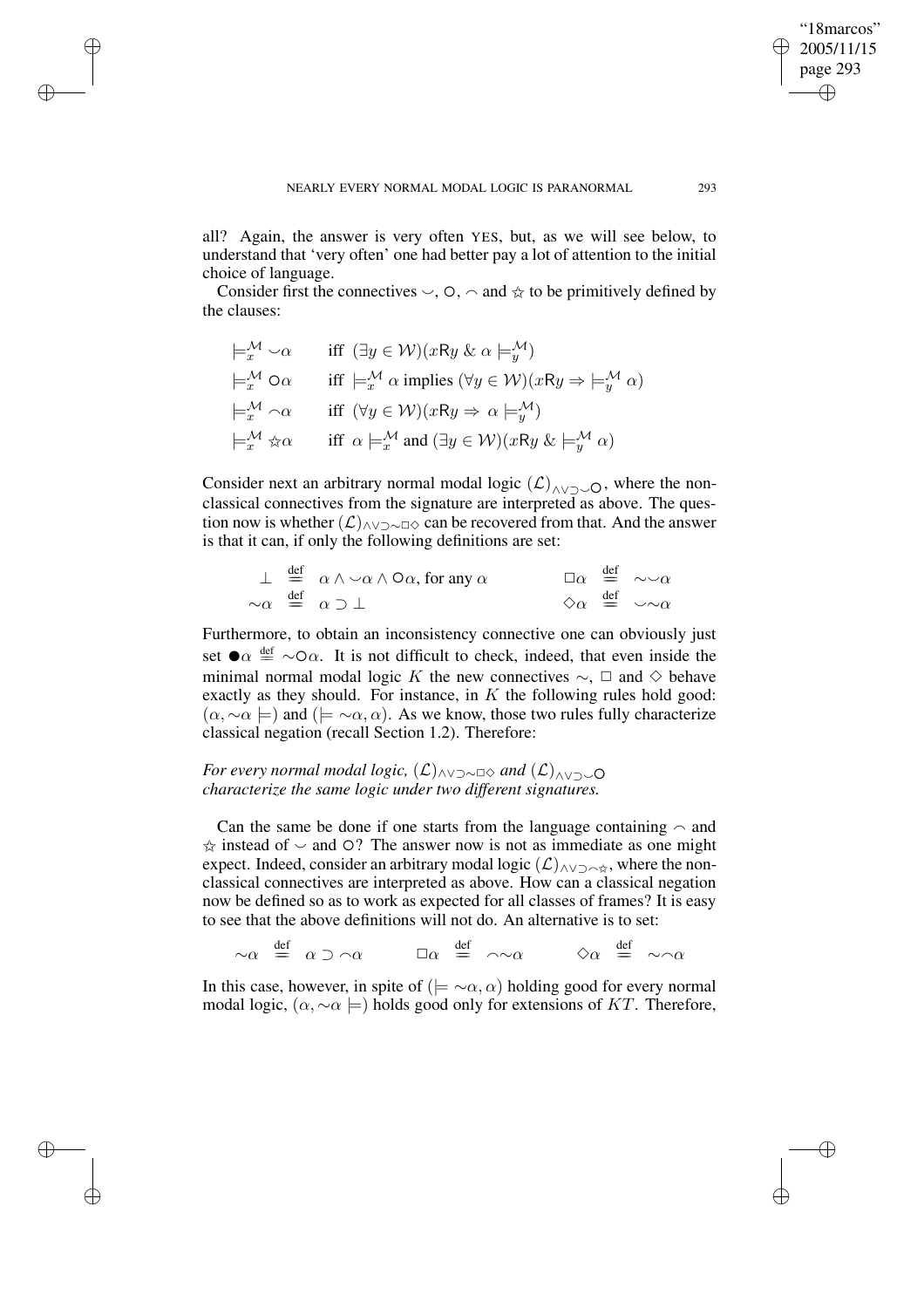all? Again, the answer is very often YES, but, as we will see below, to understand that 'very often' one had better pay a lot of attention to the initial choice of language.

Consider first the connectives $\smile$, $\circ$, $\frown$ and $\star$ to be primitively defined by the clauses:

$$\begin{array}{ll}
\models^{\mathcal{M}}_x \smile\alpha & \text{iff } (\exists y \in \mathcal{W})(x\mathsf{R}y \ \&\ \alpha \models^{\mathcal{M}}_y) \\
\models^{\mathcal{M}}_x \circ\alpha & \text{iff } \models^{\mathcal{M}}_x \alpha \text{ implies } (\forall y \in \mathcal{W})(x\mathsf{R}y \Rightarrow \models^{\mathcal{M}}_y \alpha) \\
\models^{\mathcal{M}}_x \frown\alpha & \text{iff } (\forall y \in \mathcal{W})(x\mathsf{R}y \Rightarrow \alpha \models^{\mathcal{M}}_y) \\
\models^{\mathcal{M}}_x \star\alpha & \text{iff } \alpha \models^{\mathcal{M}}_x \text{ and } (\exists y \in \mathcal{W})(x\mathsf{R}y \ \&\ \models^{\mathcal{M}}_y \alpha)
\end{array}$$

Consider next an arbitrary normal modal logic $(\mathcal{L})_{\wedge\vee\supset\smile\circ}$, where the non-classical connectives from the signature are interpreted as above. The question now is whether $(\mathcal{L})_{\wedge\vee\supset\sim\Box\Diamond}$ can be recovered from that. And the answer is that it can, if only the following definitions are set:

$$\begin{array}{llll}
\bot \stackrel{\text{def}}{=} \alpha \wedge \smile\alpha \wedge \circ\alpha, \text{ for any } \alpha & & \Box\alpha \stackrel{\text{def}}{=} \sim\smile\alpha \\
\sim\alpha \stackrel{\text{def}}{=} \alpha \supset \bot & & \Diamond\alpha \stackrel{\text{def}}{=} \smile\sim\alpha
\end{array}$$

Furthermore, to obtain an inconsistency connective one can obviously just set $\bullet\alpha \stackrel{\text{def}}{=} \sim\circ\alpha$. It is not difficult to check, indeed, that even inside the minimal normal modal logic $K$ the new connectives $\sim$, $\Box$ and $\Diamond$ behave exactly as they should. For instance, in $K$ the following rules hold good: $(\alpha, \sim\alpha \models)$ and $(\models \sim\alpha, \alpha)$. As we know, those two rules fully characterize classical negation (recall Section 1.2). Therefore:

*For every normal modal logic, $(\mathcal{L})_{\wedge\vee\supset\sim\Box\Diamond}$ and $(\mathcal{L})_{\wedge\vee\supset\smile\circ}$ characterize the same logic under two different signatures.*

Can the same be done if one starts from the language containing $\frown$ and $\star$ instead of $\smile$ and $\circ$? The answer now is not as immediate as one might expect. Indeed, consider an arbitrary modal logic $(\mathcal{L})_{\wedge\vee\supset\frown\star}$, where the non-classical connectives are interpreted as above. How can a classical negation now be defined so as to work as expected for all classes of frames? It is easy to see that the above definitions will not do. An alternative is to set:

$$\sim\alpha \stackrel{\text{def}}{=} \alpha \supset \frown\alpha \qquad \Box\alpha \stackrel{\text{def}}{=} \frown\sim\alpha \qquad \Diamond\alpha \stackrel{\text{def}}{=} \sim\frown\alpha$$

In this case, however, in spite of $(\models \sim\alpha, \alpha)$ holding good for every normal modal logic, $(\alpha, \sim\alpha \models)$ holds good only for extensions of $KT$. Therefore,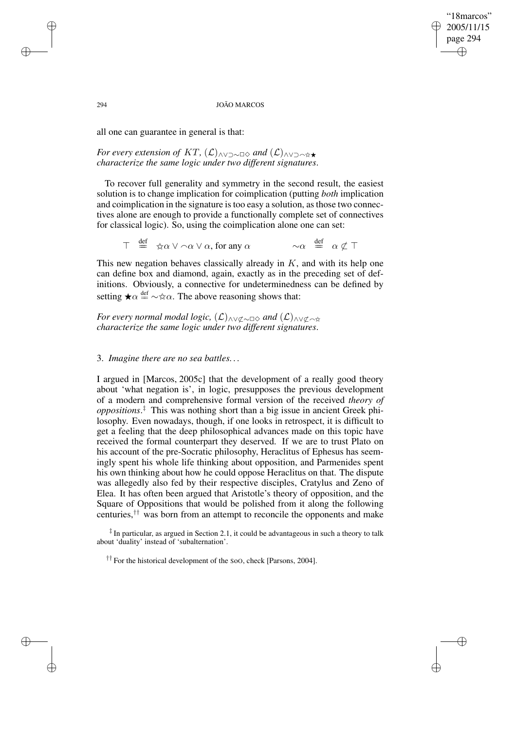all one can guarantee in general is that:

*For every extension of $KT$, $(\mathcal{L})_{\wedge\vee\supset\sim\Box\Diamond}$ and $(\mathcal{L})_{\wedge\vee\supset\frown\star\bigstar}$ characterize the same logic under two different signatures.*

To recover full generality and symmetry in the second result, the easiest solution is to change implication for coimplication (putting *both* implication and coimplication in the signature is too easy a solution, as those two connectives alone are enough to provide a functionally complete set of connectives for classical logic). So, using the coimplication alone one can set:

$$\top \stackrel{\text{def}}{=} \star\alpha \vee \frown\alpha \vee \alpha, \text{ for any } \alpha \qquad\qquad \sim\alpha \stackrel{\text{def}}{=} \alpha \not\subset \top$$

This new negation behaves classically already in $K$, and with its help one can define box and diamond, again, exactly as in the preceding set of definitions. Obviously, a connective for undeterminedness can be defined by setting $\bigstar\alpha \stackrel{\text{def}}{=} \sim\star\alpha$. The above reasoning shows that:

*For every normal modal logic, $(\mathcal{L})_{\wedge\vee\not\subset\sim\Box\Diamond}$ and $(\mathcal{L})_{\wedge\vee\not\subset\frown\star}$ characterize the same logic under two different signatures.*

## 3. *Imagine there are no sea battles. . .*

I argued in [Marcos, 2005c] that the development of a really good theory about 'what negation is', in logic, presupposes the previous development of a modern and comprehensive formal version of the received *theory of oppositions*.[‡] This was nothing short than a big issue in ancient Greek philosophy. Even nowadays, though, if one looks in retrospect, it is difficult to get a feeling that the deep philosophical advances made on this topic have received the formal counterpart they deserved. If we are to trust Plato on his account of the pre-Socratic philosophy, Heraclitus of Ephesus has seemingly spent his whole life thinking about opposition, and Parmenides spent his own thinking about how he could oppose Heraclitus on that. The dispute was allegedly also fed by their respective disciples, Cratylus and Zeno of Elea. It has often been argued that Aristotle's theory of opposition, and the Square of Oppositions that would be polished from it along the following centuries,[††] was born from an attempt to reconcile the opponents and make

[‡] In particular, as argued in Section 2.1, it could be advantageous in such a theory to talk about 'duality' instead of 'subalternation'.

[††] For the historical development of the SOO, check [Parsons, 2004].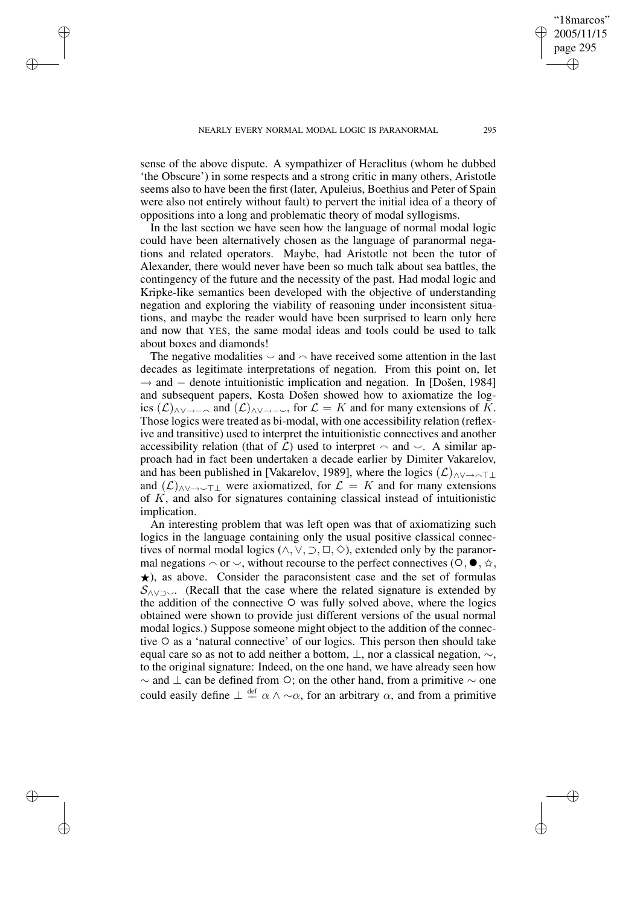sense of the above dispute. A sympathizer of Heraclitus (whom he dubbed 'the Obscure') in some respects and a strong critic in many others, Aristotle seems also to have been the first (later, Apuleius, Boethius and Peter of Spain were also not entirely without fault) to pervert the initial idea of a theory of oppositions into a long and problematic theory of modal syllogisms.

In the last section we have seen how the language of normal modal logic could have been alternatively chosen as the language of paranormal negations and related operators. Maybe, had Aristotle not been the tutor of Alexander, there would never have been so much talk about sea battles, the contingency of the future and the necessity of the past. Had modal logic and Kripke-like semantics been developed with the objective of understanding negation and exploring the viability of reasoning under inconsistent situations, and maybe the reader would have been surprised to learn only here and now that YES, the same modal ideas and tools could be used to talk about boxes and diamonds!

The negative modalities $\smile$ and $\frown$ have received some attention in the last decades as legitimate interpretations of negation. From this point on, let $\rightarrow$ and $-$ denote intuitionistic implication and negation. In [Došen, 1984] and subsequent papers, Kosta Došen showed how to axiomatize the logics $(\mathcal{L})_{\wedge\vee\rightarrow-\frown}$ and $(\mathcal{L})_{\wedge\vee\rightarrow-\smile}$, for $\mathcal{L} = K$ and for many extensions of $K$. Those logics were treated as bi-modal, with one accessibility relation (reflexive and transitive) used to interpret the intuitionistic connectives and another accessibility relation (that of $\mathcal{L}$) used to interpret $\frown$ and $\smile$. A similar approach had in fact been undertaken a decade earlier by Dimiter Vakarelov, and has been published in [Vakarelov, 1989], where the logics $(\mathcal{L})_{\wedge\vee\rightarrow\frown\top\bot}$ and $(\mathcal{L})_{\wedge\vee\rightarrow\smile\top\bot}$ were axiomatized, for $\mathcal{L} = K$ and for many extensions of $K$, and also for signatures containing classical instead of intuitionistic implication.

An interesting problem that was left open was that of axiomatizing such logics in the language containing only the usual positive classical connectives of normal modal logics ($\wedge, \vee, \supset, \Box, \Diamond$), extended only by the paranormal negations $\frown$ or $\smile$, without recourse to the perfect connectives ($\circ, \bullet, \star$, $\bigstar$), as above. Consider the paraconsistent case and the set of formulas $\mathcal{S}_{\wedge\vee\supset\smile}$. (Recall that the case where the related signature is extended by the addition of the connective $\circ$ was fully solved above, where the logics obtained were shown to provide just different versions of the usual normal modal logics.) Suppose someone might object to the addition of the connective $\circ$ as a 'natural connective' of our logics. This person then should take equal care so as not to add neither a bottom, $\bot$, nor a classical negation, $\sim$, to the original signature: Indeed, on the one hand, we have already seen how $\sim$ and $\bot$ can be defined from $\circ$; on the other hand, from a primitive $\sim$ one could easily define $\bot \stackrel{\text{def}}{=} \alpha \wedge {\sim}\alpha$, for an arbitrary $\alpha$, and from a primitive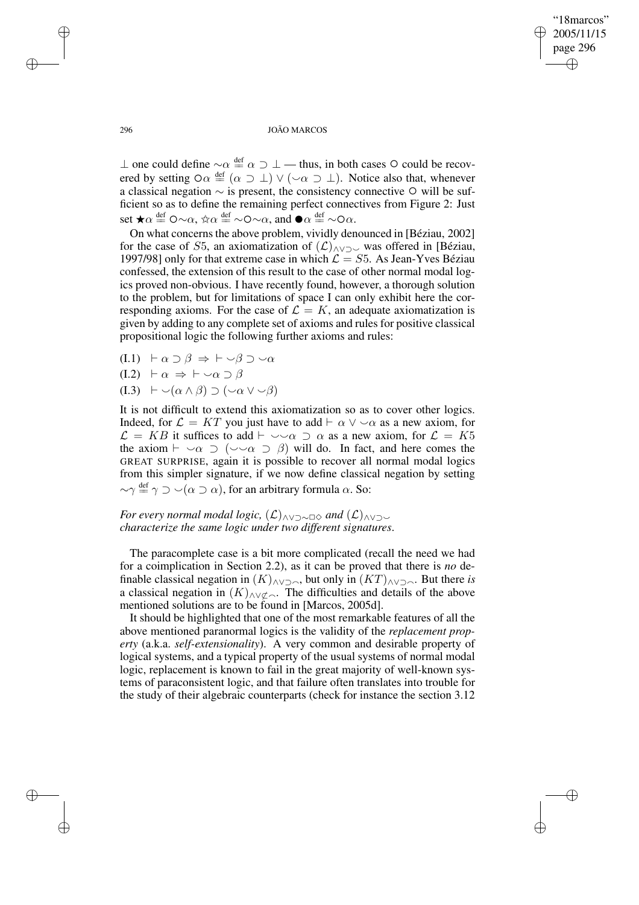$\bot$ one could define $\sim\alpha \stackrel{\text{def}}{=} \alpha \supset \bot$ — thus, in both cases $\circ$ could be recovered by setting $\circ\alpha \stackrel{\text{def}}{=} (\alpha \supset \bot) \vee (\smile\alpha \supset \bot)$. Notice also that, whenever a classical negation $\sim$ is present, the consistency connective $\circ$ will be sufficient so as to define the remaining perfect connectives from Figure 2: Just set $\bigstar\alpha \stackrel{\text{def}}{=} \circ{\sim}\alpha$, $\star\alpha \stackrel{\text{def}}{=} {\sim}\circ{\sim}\alpha$, and $\bullet\alpha \stackrel{\text{def}}{=} {\sim}\circ\alpha$.

On what concerns the above problem, vividly denounced in [Béziau, 2002] for the case of $S5$, an axiomatization of $(\mathcal{L})_{\wedge\vee\supset\smile}$ was offered in [Béziau, 1997/98] only for that extreme case in which $\mathcal{L} = S5$. As Jean-Yves Béziau confessed, the extension of this result to the case of other normal modal logics proved non-obvious. I have recently found, however, a thorough solution to the problem, but for limitations of space I can only exhibit here the corresponding axioms. For the case of $\mathcal{L} = K$, an adequate axiomatization is given by adding to any complete set of axioms and rules for positive classical propositional logic the following further axioms and rules:

(I.1) $\vdash \alpha \supset \beta \;\Rightarrow\; \vdash \smile\beta \supset \smile\alpha$

(I.2) $\vdash \alpha \;\Rightarrow\; \vdash \smile\alpha \supset \beta$

(I.3) $\vdash \smile(\alpha \wedge \beta) \supset (\smile\alpha \vee \smile\beta)$

It is not difficult to extend this axiomatization so as to cover other logics. Indeed, for $\mathcal{L} = KT$ you just have to add $\vdash \alpha \vee \smile\alpha$ as a new axiom, for $\mathcal{L} = KB$ it suffices to add $\vdash \smile\smile\alpha \supset \alpha$ as a new axiom, for $\mathcal{L} = K5$ the axiom $\vdash \smile\alpha \supset (\smile\smile\alpha \supset \beta)$ will do. In fact, and here comes the GREAT SURPRISE, again it is possible to recover all normal modal logics from this simpler signature, if we now define classical negation by setting $\sim\gamma \stackrel{\text{def}}{=} \gamma \supset \smile(\alpha \supset \alpha)$, for an arbitrary formula $\alpha$. So:

*For every normal modal logic, $(\mathcal{L})_{\wedge\vee\supset\sim\Box\Diamond}$ and $(\mathcal{L})_{\wedge\vee\supset\smile}$ characterize the same logic under two different signatures.*

The paracomplete case is a bit more complicated (recall the need we had for a coimplication in Section 2.2), as it can be proved that there is *no* definable classical negation in $(K)_{\wedge\vee\supset\frown}$, but only in $(KT)_{\wedge\vee\supset\frown}$. But there *is* a classical negation in $(K)_{\wedge\vee\not\subset\frown}$. The difficulties and details of the above mentioned solutions are to be found in [Marcos, 2005d].

It should be highlighted that one of the most remarkable features of all the above mentioned paranormal logics is the validity of the *replacement property* (a.k.a. *self-extensionality*). A very common and desirable property of logical systems, and a typical property of the usual systems of normal modal logic, replacement is known to fail in the great majority of well-known systems of paraconsistent logic, and that failure often translates into trouble for the study of their algebraic counterparts (check for instance the section 3.12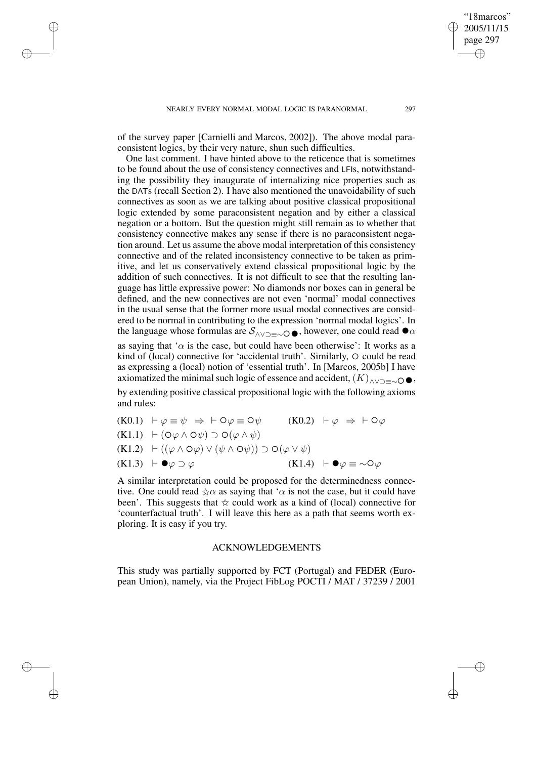of the survey paper [Carnielli and Marcos, 2002]). The above modal paraconsistent logics, by their very nature, shun such difficulties.

One last comment. I have hinted above to the reticence that is sometimes to be found about the use of consistency connectives and LFIs, notwithstanding the possibility they inaugurate of internalizing nice properties such as the DATs (recall Section 2). I have also mentioned the unavoidability of such connectives as soon as we are talking about positive classical propositional logic extended by some paraconsistent negation and by either a classical negation or a bottom. But the question might still remain as to whether that consistency connective makes any sense if there is no paraconsistent negation around. Let us assume the above modal interpretation of this consistency connective and of the related inconsistency connective to be taken as primitive, and let us conservatively extend classical propositional logic by the addition of such connectives. It is not difficult to see that the resulting language has little expressive power: No diamonds nor boxes can in general be defined, and the new connectives are not even 'normal' modal connectives in the usual sense that the former more usual modal connectives are considered to be normal in contributing to the expression 'normal modal logics'. In the language whose formulas are $\mathcal{S}_{\wedge\vee\supset\equiv\sim\circ\bullet}$, however, one could read $\bullet\alpha$ as saying that '$\alpha$ is the case, but could have been otherwise': It works as a kind of (local) connective for 'accidental truth'. Similarly, $\circ$ could be read as expressing a (local) notion of 'essential truth'. In [Marcos, 2005b] I have axiomatized the minimal such logic of essence and accident, $(K)_{\wedge\vee\supset\equiv\sim\circ\bullet}$, by extending positive classical propositional logic with the following axioms and rules:

(K0.1) $\vdash \varphi \equiv \psi \;\Rightarrow\; \vdash \circ\varphi \equiv \circ\psi$ (K0.2) $\vdash \varphi \;\Rightarrow\; \vdash \circ\varphi$

(K1.1) $\vdash (\circ\varphi \wedge \circ\psi) \supset \circ(\varphi \wedge \psi)$

(K1.2) $\vdash ((\varphi \wedge \circ\varphi) \vee (\psi \wedge \circ\psi)) \supset \circ(\varphi \vee \psi)$

(K1.3) $\vdash \bullet\varphi \supset \varphi$ (K1.4) $\vdash \bullet\varphi \equiv \sim\circ\varphi$

A similar interpretation could be proposed for the determinedness connective. One could read $\star\alpha$ as saying that '$\alpha$ is not the case, but it could have been'. This suggests that $\star$ could work as a kind of (local) connective for 'counterfactual truth'. I will leave this here as a path that seems worth exploring. It is easy if you try.

## ACKNOWLEDGEMENTS

This study was partially supported by FCT (Portugal) and FEDER (European Union), namely, via the Project FibLog POCTI / MAT / 37239 / 2001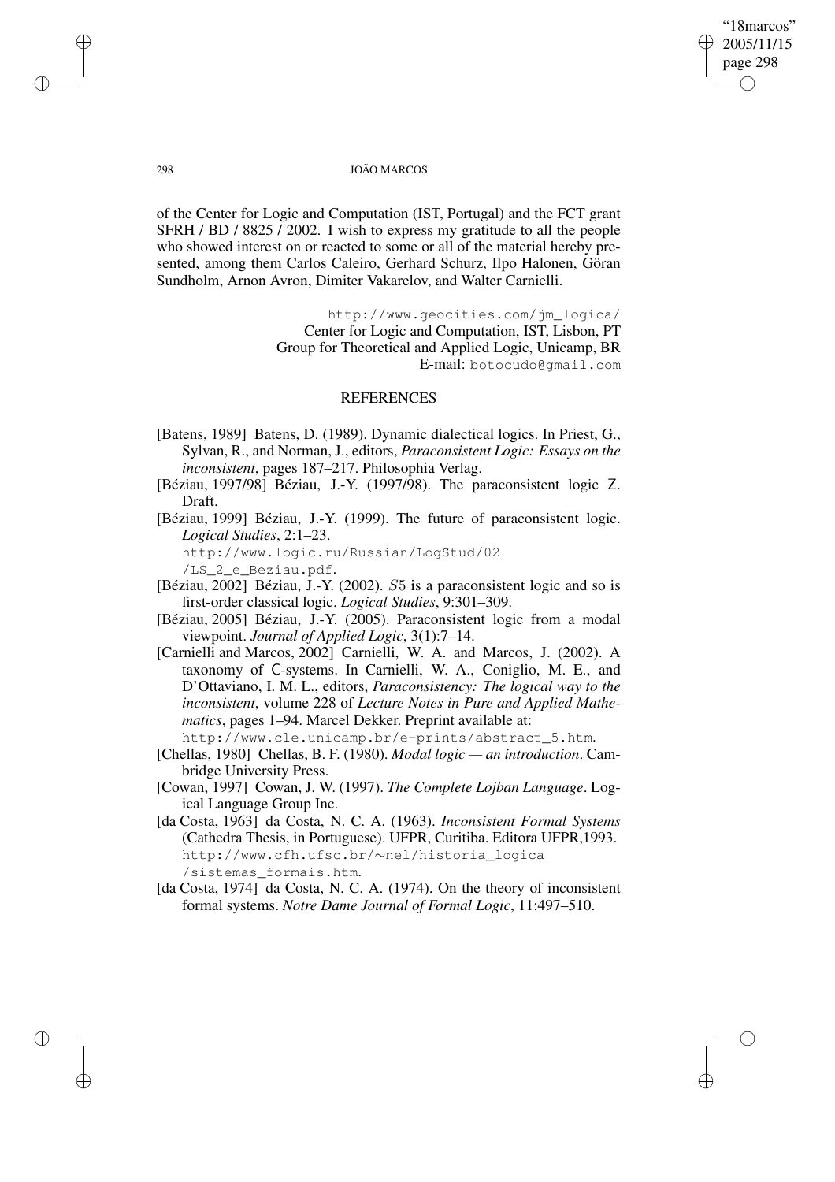of the Center for Logic and Computation (IST, Portugal) and the FCT grant SFRH / BD / 8825 / 2002. I wish to express my gratitude to all the people who showed interest on or reacted to some or all of the material hereby presented, among them Carlos Caleiro, Gerhard Schurz, Ilpo Halonen, Göran Sundholm, Arnon Avron, Dimiter Vakarelov, and Walter Carnielli.

http://www.geocities.com/jm_logica/
Center for Logic and Computation, IST, Lisbon, PT
Group for Theoretical and Applied Logic, Unicamp, BR
E-mail: botocudo@gmail.com

## REFERENCES

[Batens, 1989] Batens, D. (1989). Dynamic dialectical logics. In Priest, G., Sylvan, R., and Norman, J., editors, *Paraconsistent Logic: Essays on the inconsistent*, pages 187–217. Philosophia Verlag.

[Béziau, 1997/98] Béziau, J.-Y. (1997/98). The paraconsistent logic Z. Draft.

[Béziau, 1999] Béziau, J.-Y. (1999). The future of paraconsistent logic. *Logical Studies*, 2:1–23. http://www.logic.ru/Russian/LogStud/02/LS_2_e_Beziau.pdf.

[Béziau, 2002] Béziau, J.-Y. (2002). $S5$ is a paraconsistent logic and so is first-order classical logic. *Logical Studies*, 9:301–309.

[Béziau, 2005] Béziau, J.-Y. (2005). Paraconsistent logic from a modal viewpoint. *Journal of Applied Logic*, 3(1):7–14.

[Carnielli and Marcos, 2002] Carnielli, W. A. and Marcos, J. (2002). A taxonomy of C-systems. In Carnielli, W. A., Coniglio, M. E., and D'Ottaviano, I. M. L., editors, *Paraconsistency: The logical way to the inconsistent*, volume 228 of *Lecture Notes in Pure and Applied Mathematics*, pages 1–94. Marcel Dekker. Preprint available at: http://www.cle.unicamp.br/e-prints/abstract_5.htm.

[Chellas, 1980] Chellas, B. F. (1980). *Modal logic — an introduction*. Cambridge University Press.

[Cowan, 1997] Cowan, J. W. (1997). *The Complete Lojban Language*. Logical Language Group Inc.

[da Costa, 1963] da Costa, N. C. A. (1963). *Inconsistent Formal Systems* (Cathedra Thesis, in Portuguese). UFPR, Curitiba. Editora UFPR,1993. http://www.cfh.ufsc.br/∼nel/historia_logica/sistemas_formais.htm.

[da Costa, 1974] da Costa, N. C. A. (1974). On the theory of inconsistent formal systems. *Notre Dame Journal of Formal Logic*, 11:497–510.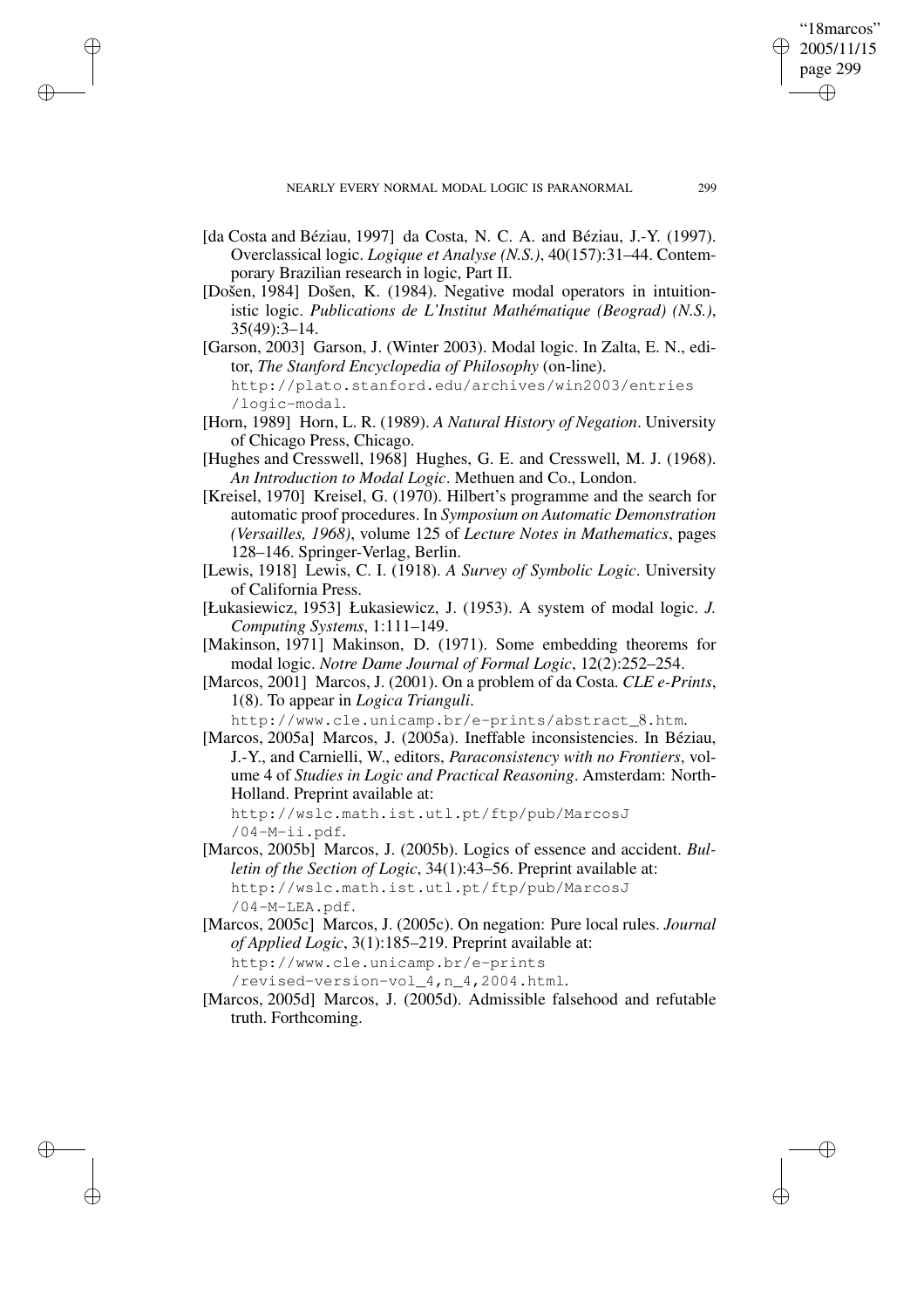[da Costa and Béziau, 1997] da Costa, N. C. A. and Béziau, J.-Y. (1997). Overclassical logic. *Logique et Analyse (N.S.)*, 40(157):31–44. Contemporary Brazilian research in logic, Part II.

[Došen, 1984] Došen, K. (1984). Negative modal operators in intuitionistic logic. *Publications de L'Institut Mathématique (Beograd) (N.S.)*, 35(49):3–14.

[Garson, 2003] Garson, J. (Winter 2003). Modal logic. In Zalta, E. N., editor, *The Stanford Encyclopedia of Philosophy* (on-line). http://plato.stanford.edu/archives/win2003/entries/logic-modal.

[Horn, 1989] Horn, L. R. (1989). *A Natural History of Negation*. University of Chicago Press, Chicago.

[Hughes and Cresswell, 1968] Hughes, G. E. and Cresswell, M. J. (1968). *An Introduction to Modal Logic*. Methuen and Co., London.

[Kreisel, 1970] Kreisel, G. (1970). Hilbert's programme and the search for automatic proof procedures. In *Symposium on Automatic Demonstration (Versailles, 1968)*, volume 125 of *Lecture Notes in Mathematics*, pages 128–146. Springer-Verlag, Berlin.

[Lewis, 1918] Lewis, C. I. (1918). *A Survey of Symbolic Logic*. University of California Press.

[Łukasiewicz, 1953] Łukasiewicz, J. (1953). A system of modal logic. *J. Computing Systems*, 1:111–149.

[Makinson, 1971] Makinson, D. (1971). Some embedding theorems for modal logic. *Notre Dame Journal of Formal Logic*, 12(2):252–254.

[Marcos, 2001] Marcos, J. (2001). On a problem of da Costa. *CLE e-Prints*, 1(8). To appear in *Logica Trianguli*. http://www.cle.unicamp.br/e-prints/abstract_8.htm.

[Marcos, 2005a] Marcos, J. (2005a). Ineffable inconsistencies. In Béziau, J.-Y., and Carnielli, W., editors, *Paraconsistency with no Frontiers*, volume 4 of *Studies in Logic and Practical Reasoning*. Amsterdam: North-Holland. Preprint available at: http://wslc.math.ist.utl.pt/ftp/pub/MarcosJ/04-M-ii.pdf.

[Marcos, 2005b] Marcos, J. (2005b). Logics of essence and accident. *Bulletin of the Section of Logic*, 34(1):43–56. Preprint available at: http://wslc.math.ist.utl.pt/ftp/pub/MarcosJ/04-M-LEA.pdf.

[Marcos, 2005c] Marcos, J. (2005c). On negation: Pure local rules. *Journal of Applied Logic*, 3(1):185–219. Preprint available at: http://www.cle.unicamp.br/e-prints/revised-version-vol_4,n_4,2004.html.

[Marcos, 2005d] Marcos, J. (2005d). Admissible falsehood and refutable truth. Forthcoming.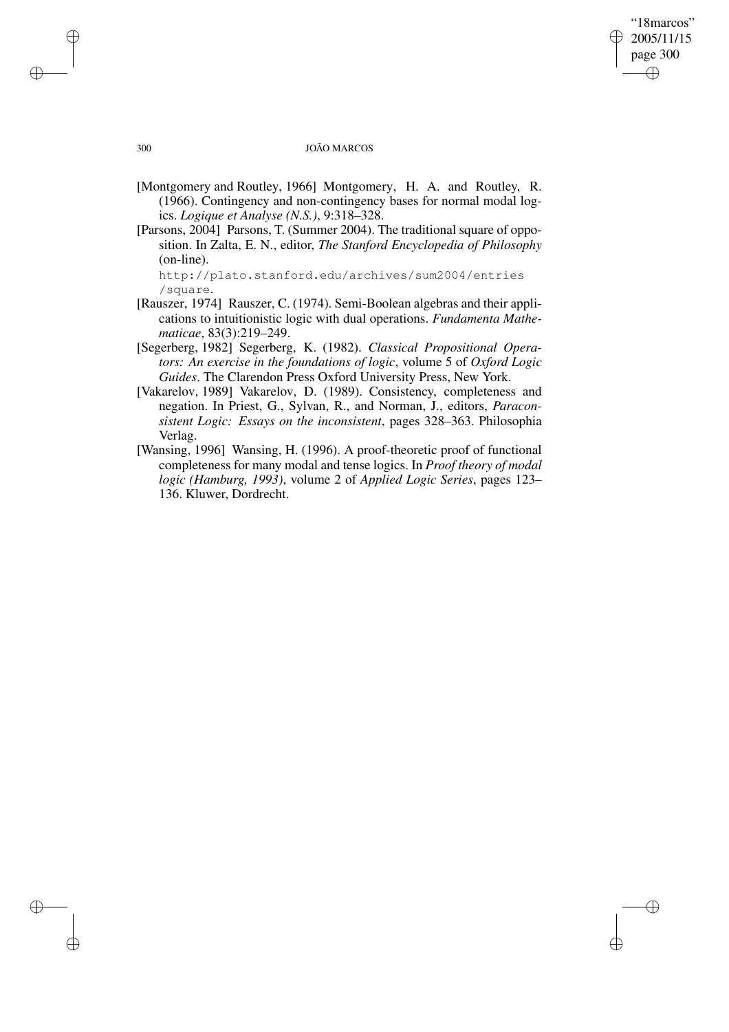[Montgomery and Routley, 1966] Montgomery, H. A. and Routley, R. (1966). Contingency and non-contingency bases for normal modal logics. *Logique et Analyse (N.S.)*, 9:318–328.

[Parsons, 2004] Parsons, T. (Summer 2004). The traditional square of opposition. In Zalta, E. N., editor, *The Stanford Encyclopedia of Philosophy* (on-line). `http://plato.stanford.edu/archives/sum2004/entries/square`.

[Rauszer, 1974] Rauszer, C. (1974). Semi-Boolean algebras and their applications to intuitionistic logic with dual operations. *Fundamenta Mathematicae*, 83(3):219–249.

[Segerberg, 1982] Segerberg, K. (1982). *Classical Propositional Operators: An exercise in the foundations of logic*, volume 5 of *Oxford Logic Guides*. The Clarendon Press Oxford University Press, New York.

[Vakarelov, 1989] Vakarelov, D. (1989). Consistency, completeness and negation. In Priest, G., Sylvan, R., and Norman, J., editors, *Paraconsistent Logic: Essays on the inconsistent*, pages 328–363. Philosophia Verlag.

[Wansing, 1996] Wansing, H. (1996). A proof-theoretic proof of functional completeness for many modal and tense logics. In *Proof theory of modal logic (Hamburg, 1993)*, volume 2 of *Applied Logic Series*, pages 123–136. Kluwer, Dordrecht.